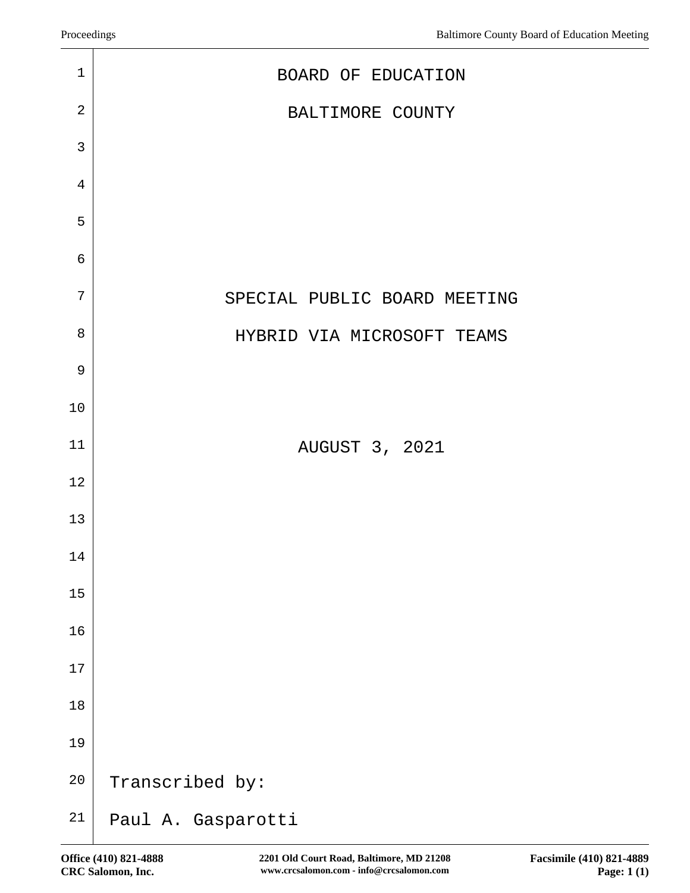BOARD OF EDUCATION

BALTIMORE COUNTY

SPECIAL PUBLIC BOARD MEETING

HYBRID VIA MICROSOFT TEAMS

AUGUST 3, 2021

Transcribed by:

Paul A. Gasparotti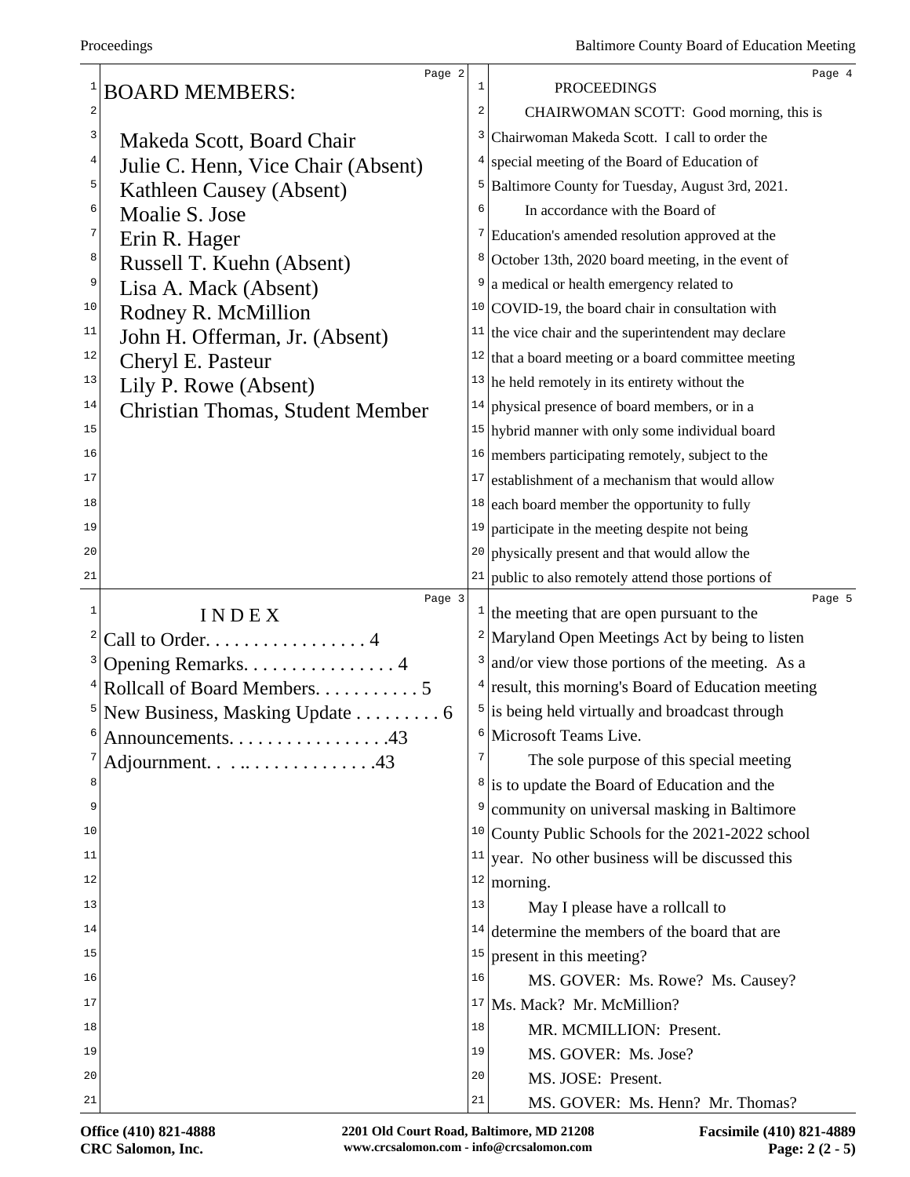BOARD MEMBERS:

Makeda Scott, Board Chair
Julie C. Henn, Vice Chair (Absent)
Kathleen Causey (Absent)
Moalie S. Jose
Erin R. Hager
Russell T. Kuehn (Absent)
Lisa A. Mack (Absent)
Rodney R. McMillion
John H. Offerman, Jr. (Absent)
Cheryl E. Pasteur
Lily P. Rowe (Absent)
Christian Thomas, Student Member

INDEX

Call to Order. . . . . . . . . . . . . . . . . 4
Opening Remarks. . . . . . . . . . . . . . . . 4
Rollcall of Board Members. . . . . . . . . . . 5
New Business, Masking Update . . . . . . . . . 6
Announcements. . . . . . . . . . . . . . . . .43
Adjournment. . . .. . . . . . . . . . . . . .43

PROCEEDINGS

CHAIRWOMAN SCOTT: Good morning, this is Chairwoman Makeda Scott. I call to order the special meeting of the Board of Education of Baltimore County for Tuesday, August 3rd, 2021.

In accordance with the Board of Education's amended resolution approved at the October 13th, 2020 board meeting, in the event of a medical or health emergency related to COVID-19, the board chair in consultation with the vice chair and the superintendent may declare that a board meeting or a board committee meeting he held remotely in its entirety without the physical presence of board members, or in a hybrid manner with only some individual board members participating remotely, subject to the establishment of a mechanism that would allow each board member the opportunity to fully participate in the meeting despite not being physically present and that would allow the public to also remotely attend those portions of the meeting that are open pursuant to the Maryland Open Meetings Act by being to listen and/or view those portions of the meeting. As a result, this morning's Board of Education meeting is being held virtually and broadcast through Microsoft Teams Live.

The sole purpose of this special meeting is to update the Board of Education and the community on universal masking in Baltimore County Public Schools for the 2021-2022 school year. No other business will be discussed this morning.

May I please have a rollcall to determine the members of the board that are present in this meeting?

MS. GOVER: Ms. Rowe? Ms. Causey? Ms. Mack? Mr. McMillion?

MR. MCMILLION: Present.

MS. GOVER: Ms. Jose?

MS. JOSE: Present.

MS. GOVER: Ms. Henn? Mr. Thomas?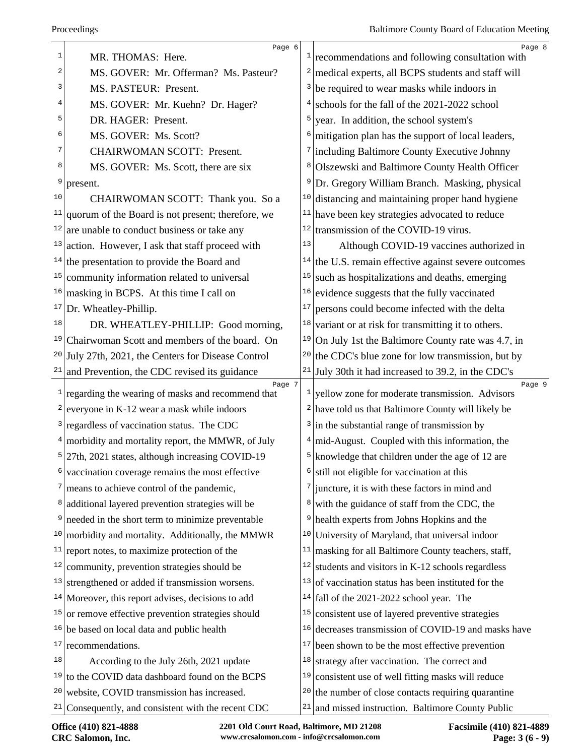MR. THOMAS: Here.

MS. GOVER: Mr. Offerman? Ms. Pasteur?

MS. PASTEUR: Present.

MS. GOVER: Mr. Kuehn? Dr. Hager?

DR. HAGER: Present.

MS. GOVER: Ms. Scott?

CHAIRWOMAN SCOTT: Present.

MS. GOVER: Ms. Scott, there are six present.

CHAIRWOMAN SCOTT: Thank you. So a quorum of the Board is not present; therefore, we are unable to conduct business or take any action. However, I ask that staff proceed with the presentation to provide the Board and community information related to universal masking in BCPS. At this time I call on Dr. Wheatley-Phillip.

DR. WHEATLEY-PHILLIP: Good morning, Chairwoman Scott and members of the board. On July 27th, 2021, the Centers for Disease Control and Prevention, the CDC revised its guidance regarding the wearing of masks and recommend that everyone in K-12 wear a mask while indoors regardless of vaccination status. The CDC morbidity and mortality report, the MMWR, of July 27th, 2021 states, although increasing COVID-19 vaccination coverage remains the most effective means to achieve control of the pandemic, additional layered prevention strategies will be needed in the short term to minimize preventable morbidity and mortality. Additionally, the MMWR report notes, to maximize protection of the community, prevention strategies should be strengthened or added if transmission worsens. Moreover, this report advises, decisions to add or remove effective prevention strategies should be based on local data and public health recommendations.

According to the July 26th, 2021 update to the COVID data dashboard found on the BCPS website, COVID transmission has increased. Consequently, and consistent with the recent CDC recommendations and following consultation with medical experts, all BCPS students and staff will be required to wear masks while indoors in schools for the fall of the 2021-2022 school year. In addition, the school system's mitigation plan has the support of local leaders, including Baltimore County Executive Johnny Olszewski and Baltimore County Health Officer Dr. Gregory William Branch. Masking, physical distancing and maintaining proper hand hygiene have been key strategies advocated to reduce transmission of the COVID-19 virus.

Although COVID-19 vaccines authorized in the U.S. remain effective against severe outcomes such as hospitalizations and deaths, emerging evidence suggests that the fully vaccinated persons could become infected with the delta variant or at risk for transmitting it to others. On July 1st the Baltimore County rate was 4.7, in the CDC's blue zone for low transmission, but by July 30th it had increased to 39.2, in the CDC's yellow zone for moderate transmission. Advisors have told us that Baltimore County will likely be in the substantial range of transmission by mid-August. Coupled with this information, the knowledge that children under the age of 12 are still not eligible for vaccination at this juncture, it is with these factors in mind and with the guidance of staff from the CDC, the health experts from Johns Hopkins and the University of Maryland, that universal indoor masking for all Baltimore County teachers, staff, students and visitors in K-12 schools regardless of vaccination status has been instituted for the fall of the 2021-2022 school year. The consistent use of layered preventive strategies decreases transmission of COVID-19 and masks have been shown to be the most effective prevention strategy after vaccination. The correct and consistent use of well fitting masks will reduce the number of close contacts requiring quarantine and missed instruction. Baltimore County Public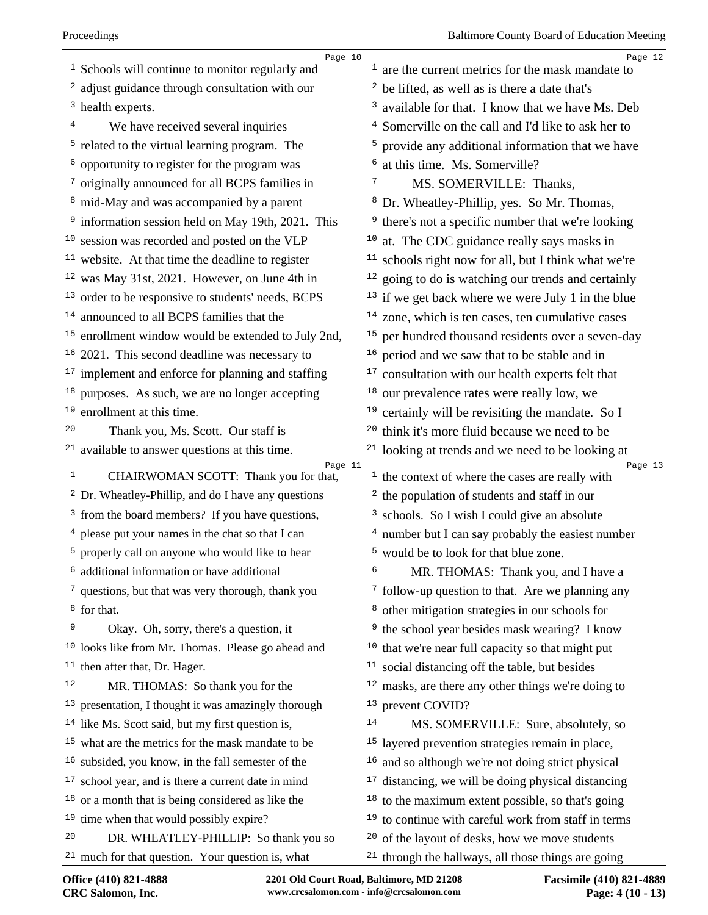Schools will continue to monitor regularly and adjust guidance through consultation with our health experts.

We have received several inquiries related to the virtual learning program. The opportunity to register for the program was originally announced for all BCPS families in mid-May and was accompanied by a parent information session held on May 19th, 2021. This session was recorded and posted on the VLP website. At that time the deadline to register was May 31st, 2021. However, on June 4th in order to be responsive to students' needs, BCPS announced to all BCPS families that the enrollment window would be extended to July 2nd, 2021. This second deadline was necessary to implement and enforce for planning and staffing purposes. As such, we are no longer accepting enrollment at this time.

Thank you, Ms. Scott. Our staff is available to answer questions at this time.

CHAIRWOMAN SCOTT: Thank you for that, Dr. Wheatley-Phillip, and do I have any questions from the board members? If you have questions, please put your names in the chat so that I can properly call on anyone who would like to hear additional information or have additional questions, but that was very thorough, thank you for that.

Okay. Oh, sorry, there's a question, it looks like from Mr. Thomas. Please go ahead and then after that, Dr. Hager.

MR. THOMAS: So thank you for the presentation, I thought it was amazingly thorough like Ms. Scott said, but my first question is, what are the metrics for the mask mandate to be subsided, you know, in the fall semester of the school year, and is there a current date in mind or a month that is being considered as like the time when that would possibly expire?

DR. WHEATLEY-PHILLIP: So thank you so much for that question. Your question is, what are the current metrics for the mask mandate to be lifted, as well as is there a date that's available for that. I know that we have Ms. Deb Somerville on the call and I'd like to ask her to provide any additional information that we have at this time. Ms. Somerville?

MS. SOMERVILLE: Thanks, Dr. Wheatley-Phillip, yes. So Mr. Thomas, there's not a specific number that we're looking at. The CDC guidance really says masks in schools right now for all, but I think what we're going to do is watching our trends and certainly if we get back where we were July 1 in the blue zone, which is ten cases, ten cumulative cases per hundred thousand residents over a seven-day period and we saw that to be stable and in consultation with our health experts felt that our prevalence rates were really low, we certainly will be revisiting the mandate. So I think it's more fluid because we need to be looking at trends and we need to be looking at the context of where the cases are really with the population of students and staff in our schools. So I wish I could give an absolute number but I can say probably the easiest number would be to look for that blue zone.

MR. THOMAS: Thank you, and I have a follow-up question to that. Are we planning any other mitigation strategies in our schools for the school year besides mask wearing? I know that we're near full capacity so that might put social distancing off the table, but besides masks, are there any other things we're doing to prevent COVID?

MS. SOMERVILLE: Sure, absolutely, so layered prevention strategies remain in place, and so although we're not doing strict physical distancing, we will be doing physical distancing to the maximum extent possible, so that's going to continue with careful work from staff in terms of the layout of desks, how we move students through the hallways, all those things are going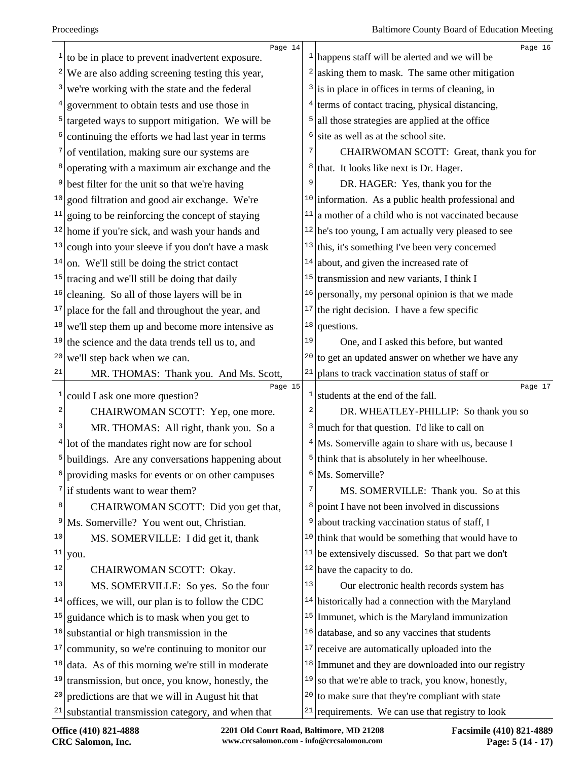to be in place to prevent inadvertent exposure. We are also adding screening testing this year, we're working with the state and the federal government to obtain tests and use those in targeted ways to support mitigation. We will be continuing the efforts we had last year in terms of ventilation, making sure our systems are operating with a maximum air exchange and the best filter for the unit so that we're having good filtration and good air exchange. We're going to be reinforcing the concept of staying home if you're sick, and wash your hands and cough into your sleeve if you don't have a mask on. We'll still be doing the strict contact tracing and we'll still be doing that daily cleaning. So all of those layers will be in place for the fall and throughout the year, and we'll step them up and become more intensive as the science and the data trends tell us to, and we'll step back when we can.

MR. THOMAS: Thank you. And Ms. Scott, could I ask one more question?

CHAIRWOMAN SCOTT: Yep, one more.

MR. THOMAS: All right, thank you. So a lot of the mandates right now are for school buildings. Are any conversations happening about providing masks for events or on other campuses if students want to wear them?

CHAIRWOMAN SCOTT: Did you get that, Ms. Somerville? You went out, Christian.

MS. SOMERVILLE: I did get it, thank you.

CHAIRWOMAN SCOTT: Okay.

MS. SOMERVILLE: So yes. So the four offices, we will, our plan is to follow the CDC guidance which is to mask when you get to substantial or high transmission in the community, so we're continuing to monitor our data. As of this morning we're still in moderate transmission, but once, you know, honestly, the predictions are that we will in August hit that substantial transmission category, and when that happens staff will be alerted and we will be asking them to mask. The same other mitigation is in place in offices in terms of cleaning, in terms of contact tracing, physical distancing, all those strategies are applied at the office site as well as at the school site.

CHAIRWOMAN SCOTT: Great, thank you for that. It looks like next is Dr. Hager.

DR. HAGER: Yes, thank you for the information. As a public health professional and a mother of a child who is not vaccinated because he's too young, I am actually very pleased to see this, it's something I've been very concerned about, and given the increased rate of transmission and new variants, I think I personally, my personal opinion is that we made the right decision. I have a few specific questions.

One, and I asked this before, but wanted to get an updated answer on whether we have any plans to track vaccination status of staff or students at the end of the fall.

DR. WHEATLEY-PHILLIP: So thank you so much for that question. I'd like to call on Ms. Somerville again to share with us, because I think that is absolutely in her wheelhouse. Ms. Somerville?

MS. SOMERVILLE: Thank you. So at this point I have not been involved in discussions about tracking vaccination status of staff, I think that would be something that would have to be extensively discussed. So that part we don't have the capacity to do.

Our electronic health records system has historically had a connection with the Maryland Immunet, which is the Maryland immunization database, and so any vaccines that students receive are automatically uploaded into the Immunet and they are downloaded into our registry so that we're able to track, you know, honestly, to make sure that they're compliant with state requirements. We can use that registry to look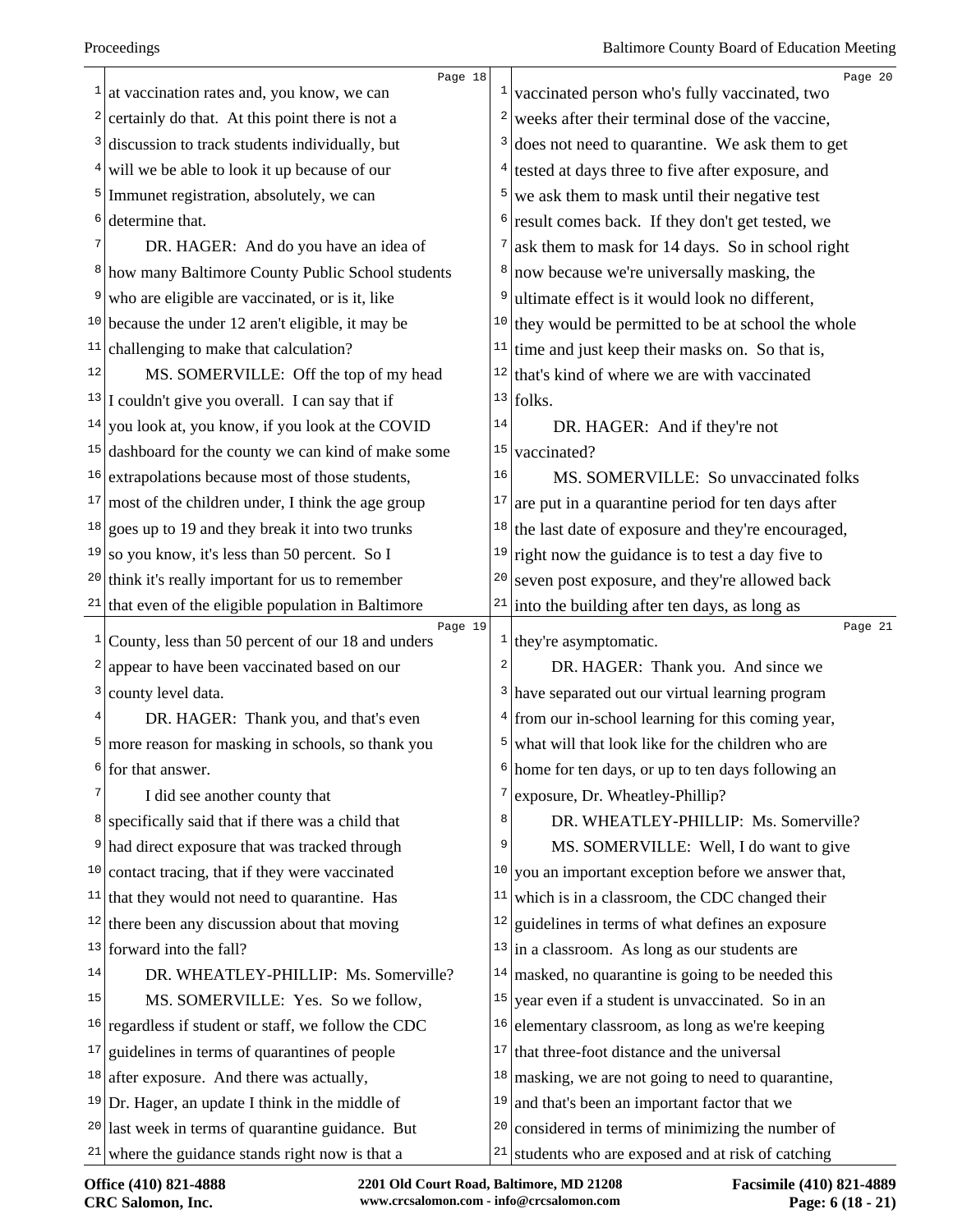at vaccination rates and, you know, we can certainly do that. At this point there is not a discussion to track students individually, but will we be able to look it up because of our Immunet registration, absolutely, we can determine that.

DR. HAGER: And do you have an idea of how many Baltimore County Public School students who are eligible are vaccinated, or is it, like because the under 12 aren't eligible, it may be challenging to make that calculation?

MS. SOMERVILLE: Off the top of my head I couldn't give you overall. I can say that if you look at, you know, if you look at the COVID dashboard for the county we can kind of make some extrapolations because most of those students, most of the children under, I think the age group goes up to 19 and they break it into two trunks so you know, it's less than 50 percent. So I think it's really important for us to remember that even of the eligible population in Baltimore County, less than 50 percent of our 18 and unders appear to have been vaccinated based on our county level data.

DR. HAGER: Thank you, and that's even more reason for masking in schools, so thank you for that answer.

I did see another county that specifically said that if there was a child that had direct exposure that was tracked through contact tracing, that if they were vaccinated that they would not need to quarantine. Has there been any discussion about that moving forward into the fall?

DR. WHEATLEY-PHILLIP: Ms. Somerville?

MS. SOMERVILLE: Yes. So we follow, regardless if student or staff, we follow the CDC guidelines in terms of quarantines of people after exposure. And there was actually, Dr. Hager, an update I think in the middle of last week in terms of quarantine guidance. But where the guidance stands right now is that a vaccinated person who's fully vaccinated, two weeks after their terminal dose of the vaccine, does not need to quarantine. We ask them to get tested at days three to five after exposure, and we ask them to mask until their negative test result comes back. If they don't get tested, we ask them to mask for 14 days. So in school right now because we're universally masking, the ultimate effect is it would look no different, they would be permitted to be at school the whole time and just keep their masks on. So that is, that's kind of where we are with vaccinated folks.

DR. HAGER: And if they're not vaccinated?

MS. SOMERVILLE: So unvaccinated folks are put in a quarantine period for ten days after the last date of exposure and they're encouraged, right now the guidance is to test a day five to seven post exposure, and they're allowed back into the building after ten days, as long as they're asymptomatic.

DR. HAGER: Thank you. And since we have separated out our virtual learning program from our in-school learning for this coming year, what will that look like for the children who are home for ten days, or up to ten days following an exposure, Dr. Wheatley-Phillip?

DR. WHEATLEY-PHILLIP: Ms. Somerville?

MS. SOMERVILLE: Well, I do want to give you an important exception before we answer that, which is in a classroom, the CDC changed their guidelines in terms of what defines an exposure in a classroom. As long as our students are masked, no quarantine is going to be needed this year even if a student is unvaccinated. So in an elementary classroom, as long as we're keeping that three-foot distance and the universal masking, we are not going to need to quarantine, and that's been an important factor that we considered in terms of minimizing the number of students who are exposed and at risk of catching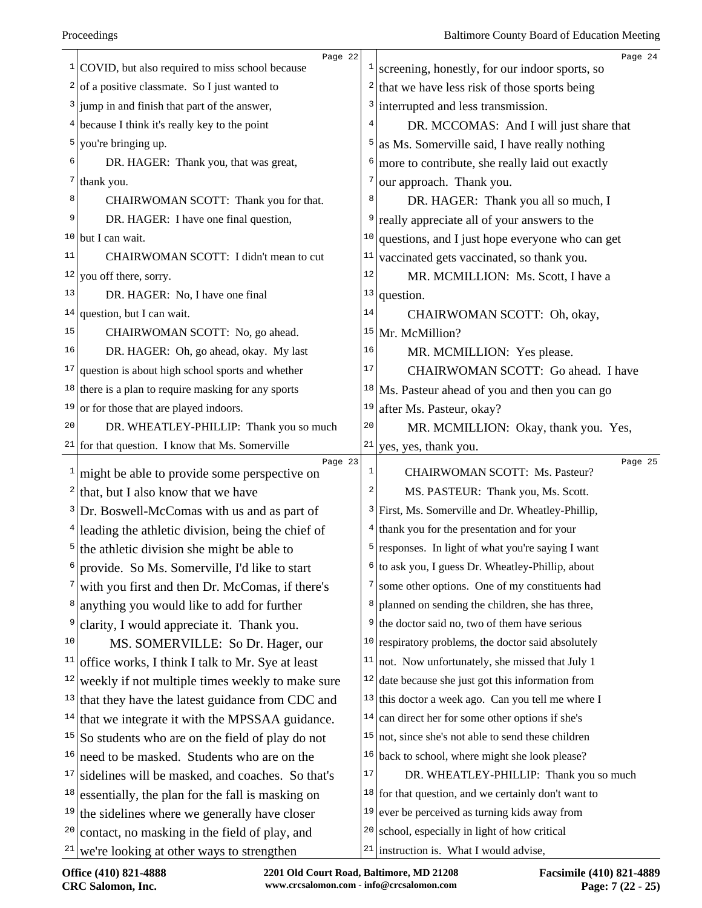COVID, but also required to miss school because of a positive classmate. So I just wanted to jump in and finish that part of the answer, because I think it's really key to the point you're bringing up.

DR. HAGER: Thank you, that was great, thank you.

CHAIRWOMAN SCOTT: Thank you for that.

DR. HAGER: I have one final question, but I can wait.

CHAIRWOMAN SCOTT: I didn't mean to cut you off there, sorry.

DR. HAGER: No, I have one final question, but I can wait.

CHAIRWOMAN SCOTT: No, go ahead.

DR. HAGER: Oh, go ahead, okay. My last question is about high school sports and whether there is a plan to require masking for any sports or for those that are played indoors.

DR. WHEATLEY-PHILLIP: Thank you so much for that question. I know that Ms. Somerville might be able to provide some perspective on that, but I also know that we have Dr. Boswell-McComas with us and as part of leading the athletic division, being the chief of the athletic division she might be able to provide. So Ms. Somerville, I'd like to start with you first and then Dr. McComas, if there's anything you would like to add for further clarity, I would appreciate it. Thank you.

MS. SOMERVILLE: So Dr. Hager, our office works, I think I talk to Mr. Sye at least weekly if not multiple times weekly to make sure that they have the latest guidance from CDC and that we integrate it with the MPSSAA guidance. So students who are on the field of play do not need to be masked. Students who are on the sidelines will be masked, and coaches. So that's essentially, the plan for the fall is masking on the sidelines where we generally have closer contact, no masking in the field of play, and we're looking at other ways to strengthen screening, honestly, for our indoor sports, so that we have less risk of those sports being interrupted and less transmission.

DR. MCCOMAS: And I will just share that as Ms. Somerville said, I have really nothing more to contribute, she really laid out exactly our approach. Thank you.

DR. HAGER: Thank you all so much, I really appreciate all of your answers to the questions, and I just hope everyone who can get vaccinated gets vaccinated, so thank you.

MR. MCMILLION: Ms. Scott, I have a question.

CHAIRWOMAN SCOTT: Oh, okay, Mr. McMillion?

MR. MCMILLION: Yes please.

CHAIRWOMAN SCOTT: Go ahead. I have Ms. Pasteur ahead of you and then you can go after Ms. Pasteur, okay?

MR. MCMILLION: Okay, thank you. Yes, yes, yes, thank you.

CHAIRWOMAN SCOTT: Ms. Pasteur?

MS. PASTEUR: Thank you, Ms. Scott. First, Ms. Somerville and Dr. Wheatley-Phillip, thank you for the presentation and for your responses. In light of what you're saying I want to ask you, I guess Dr. Wheatley-Phillip, about some other options. One of my constituents had planned on sending the children, she has three, the doctor said no, two of them have serious respiratory problems, the doctor said absolutely not. Now unfortunately, she missed that July 1 date because she just got this information from this doctor a week ago. Can you tell me where I can direct her for some other options if she's not, since she's not able to send these children back to school, where might she look please?

DR. WHEATLEY-PHILLIP: Thank you so much for that question, and we certainly don't want to ever be perceived as turning kids away from school, especially in light of how critical instruction is. What I would advise,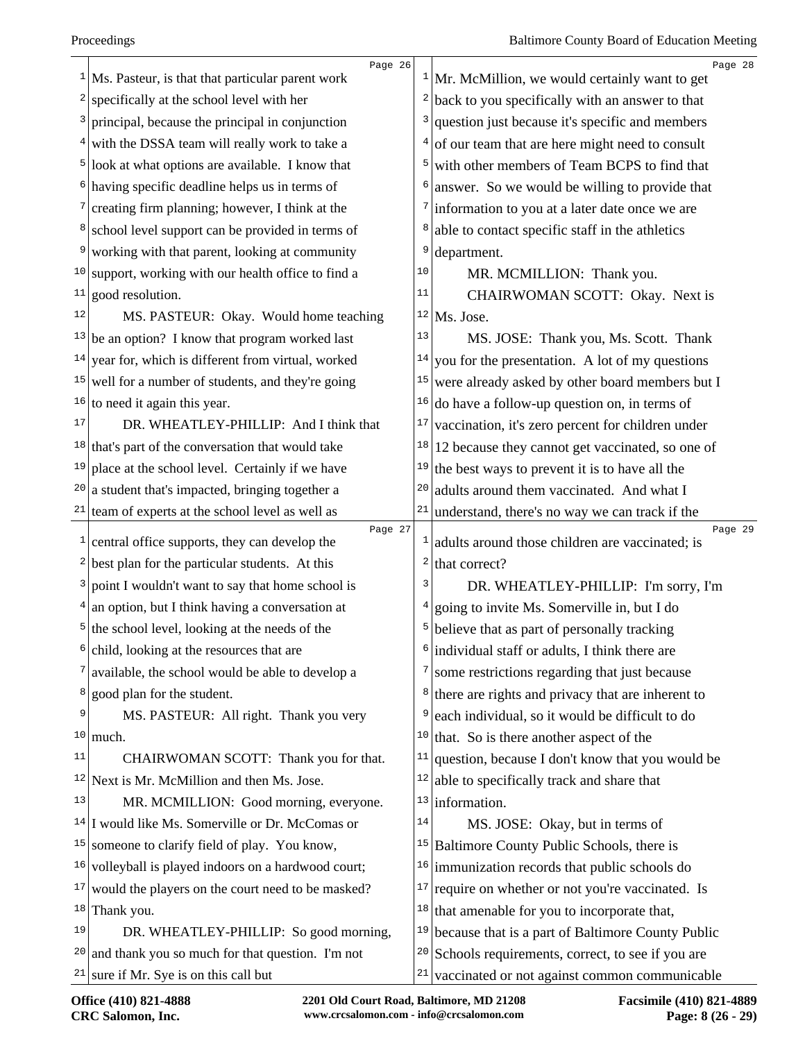Ms. Pasteur, is that that particular parent work specifically at the school level with her principal, because the principal in conjunction with the DSSA team will really work to take a look at what options are available. I know that having specific deadline helps us in terms of creating firm planning; however, I think at the school level support can be provided in terms of working with that parent, looking at community support, working with our health office to find a good resolution.

MS. PASTEUR: Okay. Would home teaching be an option? I know that program worked last year for, which is different from virtual, worked well for a number of students, and they're going to need it again this year.

DR. WHEATLEY-PHILLIP: And I think that that's part of the conversation that would take place at the school level. Certainly if we have a student that's impacted, bringing together a team of experts at the school level as well as central office supports, they can develop the best plan for the particular students. At this point I wouldn't want to say that home school is an option, but I think having a conversation at the school level, looking at the needs of the child, looking at the resources that are available, the school would be able to develop a good plan for the student.

MS. PASTEUR: All right. Thank you very much.

CHAIRWOMAN SCOTT: Thank you for that. Next is Mr. McMillion and then Ms. Jose.

MR. MCMILLION: Good morning, everyone. I would like Ms. Somerville or Dr. McComas or someone to clarify field of play. You know, volleyball is played indoors on a hardwood court; would the players on the court need to be masked? Thank you.

DR. WHEATLEY-PHILLIP: So good morning, and thank you so much for that question. I'm not sure if Mr. Sye is on this call but Mr. McMillion, we would certainly want to get back to you specifically with an answer to that question just because it's specific and members of our team that are here might need to consult with other members of Team BCPS to find that answer. So we would be willing to provide that information to you at a later date once we are able to contact specific staff in the athletics department.

MR. MCMILLION: Thank you.

CHAIRWOMAN SCOTT: Okay. Next is Ms. Jose.

MS. JOSE: Thank you, Ms. Scott. Thank you for the presentation. A lot of my questions were already asked by other board members but I do have a follow-up question on, in terms of vaccination, it's zero percent for children under 12 because they cannot get vaccinated, so one of the best ways to prevent it is to have all the adults around them vaccinated. And what I understand, there's no way we can track if the adults around those children are vaccinated; is that correct?

DR. WHEATLEY-PHILLIP: I'm sorry, I'm going to invite Ms. Somerville in, but I do believe that as part of personally tracking individual staff or adults, I think there are some restrictions regarding that just because there are rights and privacy that are inherent to each individual, so it would be difficult to do that. So is there another aspect of the question, because I don't know that you would be able to specifically track and share that information.

MS. JOSE: Okay, but in terms of Baltimore County Public Schools, there is immunization records that public schools do require on whether or not you're vaccinated. Is that amenable for you to incorporate that, because that is a part of Baltimore County Public Schools requirements, correct, to see if you are vaccinated or not against common communicable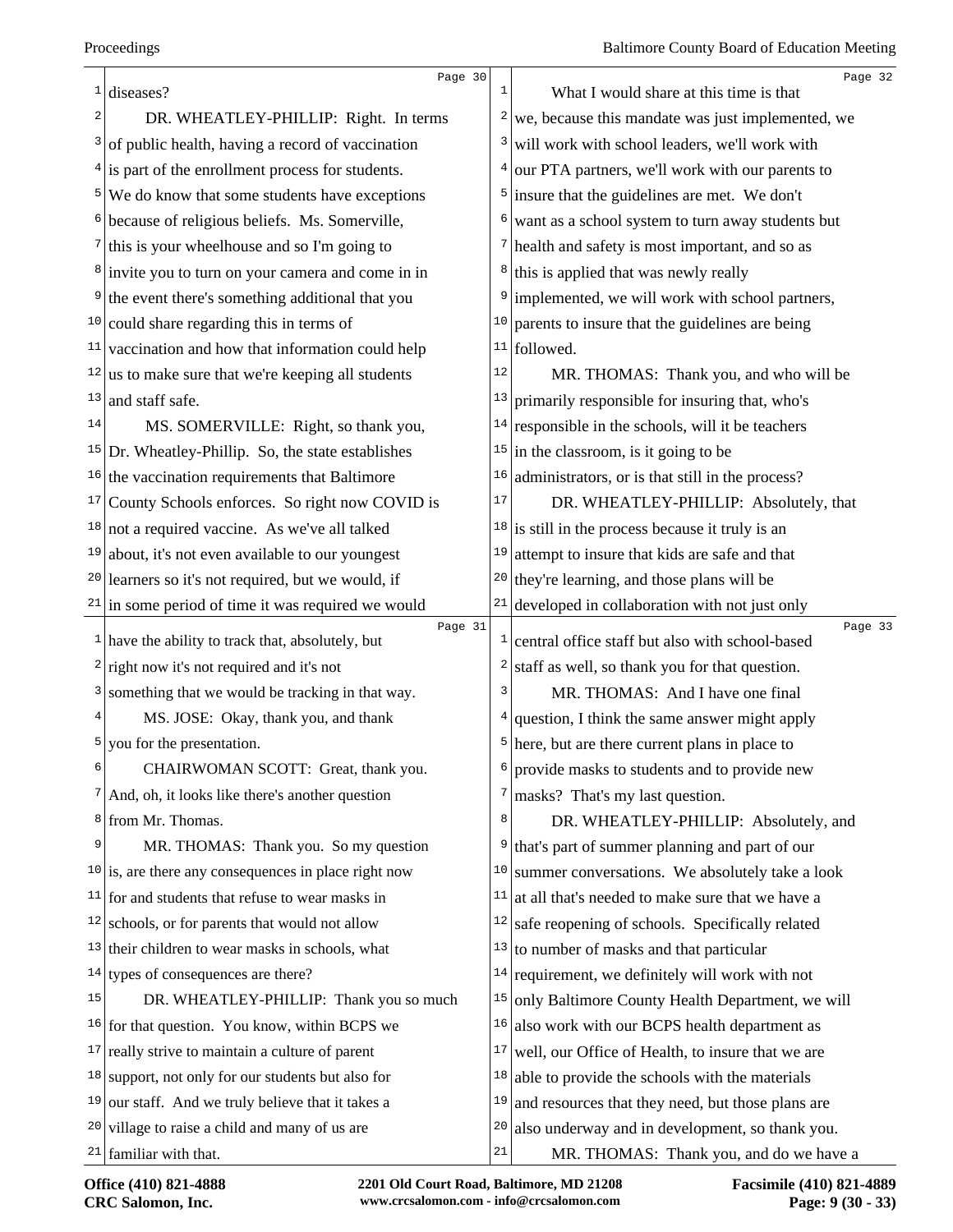diseases?

DR. WHEATLEY-PHILLIP: Right. In terms of public health, having a record of vaccination is part of the enrollment process for students. We do know that some students have exceptions because of religious beliefs. Ms. Somerville, this is your wheelhouse and so I'm going to invite you to turn on your camera and come in in the event there's something additional that you could share regarding this in terms of vaccination and how that information could help us to make sure that we're keeping all students and staff safe.

MS. SOMERVILLE: Right, so thank you, Dr. Wheatley-Phillip. So, the state establishes the vaccination requirements that Baltimore County Schools enforces. So right now COVID is not a required vaccine. As we've all talked about, it's not even available to our youngest learners so it's not required, but we would, if in some period of time it was required we would have the ability to track that, absolutely, but right now it's not required and it's not something that we would be tracking in that way.

MS. JOSE: Okay, thank you, and thank you for the presentation.

CHAIRWOMAN SCOTT: Great, thank you. And, oh, it looks like there's another question from Mr. Thomas.

MR. THOMAS: Thank you. So my question is, are there any consequences in place right now for and students that refuse to wear masks in schools, or for parents that would not allow their children to wear masks in schools, what types of consequences are there?

DR. WHEATLEY-PHILLIP: Thank you so much for that question. You know, within BCPS we really strive to maintain a culture of parent support, not only for our students but also for our staff. And we truly believe that it takes a village to raise a child and many of us are familiar with that.

What I would share at this time is that we, because this mandate was just implemented, we will work with school leaders, we'll work with our PTA partners, we'll work with our parents to insure that the guidelines are met. We don't want as a school system to turn away students but health and safety is most important, and so as this is applied that was newly really implemented, we will work with school partners, parents to insure that the guidelines are being followed.

MR. THOMAS: Thank you, and who will be primarily responsible for insuring that, who's responsible in the schools, will it be teachers in the classroom, is it going to be administrators, or is that still in the process?

DR. WHEATLEY-PHILLIP: Absolutely, that is still in the process because it truly is an attempt to insure that kids are safe and that they're learning, and those plans will be developed in collaboration with not just only central office staff but also with school-based staff as well, so thank you for that question.

MR. THOMAS: And I have one final question, I think the same answer might apply here, but are there current plans in place to provide masks to students and to provide new masks? That's my last question.

DR. WHEATLEY-PHILLIP: Absolutely, and that's part of summer planning and part of our summer conversations. We absolutely take a look at all that's needed to make sure that we have a safe reopening of schools. Specifically related to number of masks and that particular requirement, we definitely will work with not only Baltimore County Health Department, we will also work with our BCPS health department as well, our Office of Health, to insure that we are able to provide the schools with the materials and resources that they need, but those plans are also underway and in development, so thank you.

MR. THOMAS: Thank you, and do we have a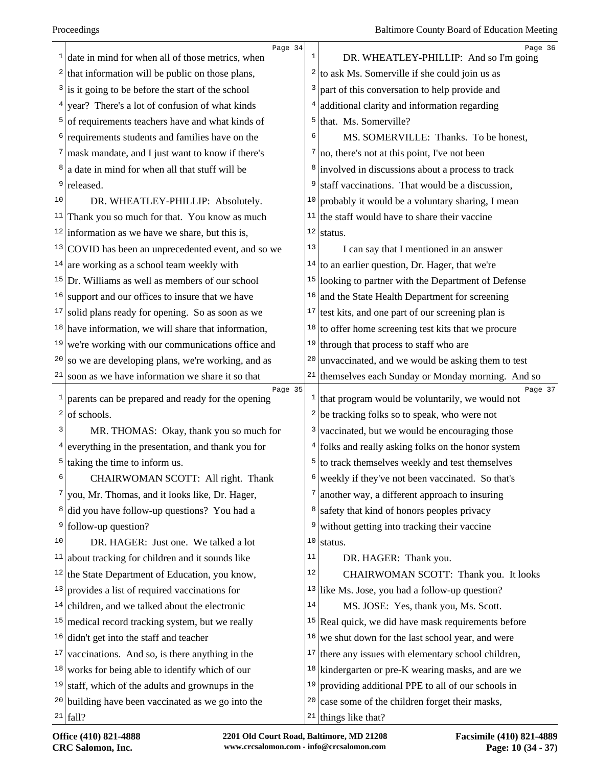date in mind for when all of those metrics, when that information will be public on those plans, is it going to be before the start of the school year? There's a lot of confusion of what kinds of requirements teachers have and what kinds of requirements students and families have on the mask mandate, and I just want to know if there's a date in mind for when all that stuff will be released.

DR. WHEATLEY-PHILLIP: Absolutely. Thank you so much for that. You know as much information as we have we share, but this is, COVID has been an unprecedented event, and so we are working as a school team weekly with Dr. Williams as well as members of our school support and our offices to insure that we have solid plans ready for opening. So as soon as we have information, we will share that information, we're working with our communications office and so we are developing plans, we're working, and as soon as we have information we share it so that parents can be prepared and ready for the opening of schools.

MR. THOMAS: Okay, thank you so much for everything in the presentation, and thank you for taking the time to inform us.

CHAIRWOMAN SCOTT: All right. Thank you, Mr. Thomas, and it looks like, Dr. Hager, did you have follow-up questions? You had a follow-up question?

DR. HAGER: Just one. We talked a lot about tracking for children and it sounds like the State Department of Education, you know, provides a list of required vaccinations for children, and we talked about the electronic medical record tracking system, but we really didn't get into the staff and teacher vaccinations. And so, is there anything in the works for being able to identify which of our staff, which of the adults and grownups in the building have been vaccinated as we go into the fall?

DR. WHEATLEY-PHILLIP: And so I'm going to ask Ms. Somerville if she could join us as part of this conversation to help provide and additional clarity and information regarding that. Ms. Somerville?

MS. SOMERVILLE: Thanks. To be honest, no, there's not at this point, I've not been involved in discussions about a process to track staff vaccinations. That would be a discussion, probably it would be a voluntary sharing, I mean the staff would have to share their vaccine status.

I can say that I mentioned in an answer to an earlier question, Dr. Hager, that we're looking to partner with the Department of Defense and the State Health Department for screening test kits, and one part of our screening plan is to offer home screening test kits that we procure through that process to staff who are unvaccinated, and we would be asking them to test themselves each Sunday or Monday morning. And so that program would be voluntarily, we would not be tracking folks so to speak, who were not vaccinated, but we would be encouraging those folks and really asking folks on the honor system to track themselves weekly and test themselves weekly if they've not been vaccinated. So that's another way, a different approach to insuring safety that kind of honors peoples privacy without getting into tracking their vaccine status.

DR. HAGER: Thank you.

CHAIRWOMAN SCOTT: Thank you. It looks like Ms. Jose, you had a follow-up question?

MS. JOSE: Yes, thank you, Ms. Scott. Real quick, we did have mask requirements before we shut down for the last school year, and were there any issues with elementary school children, kindergarten or pre-K wearing masks, and are we providing additional PPE to all of our schools in case some of the children forget their masks, things like that?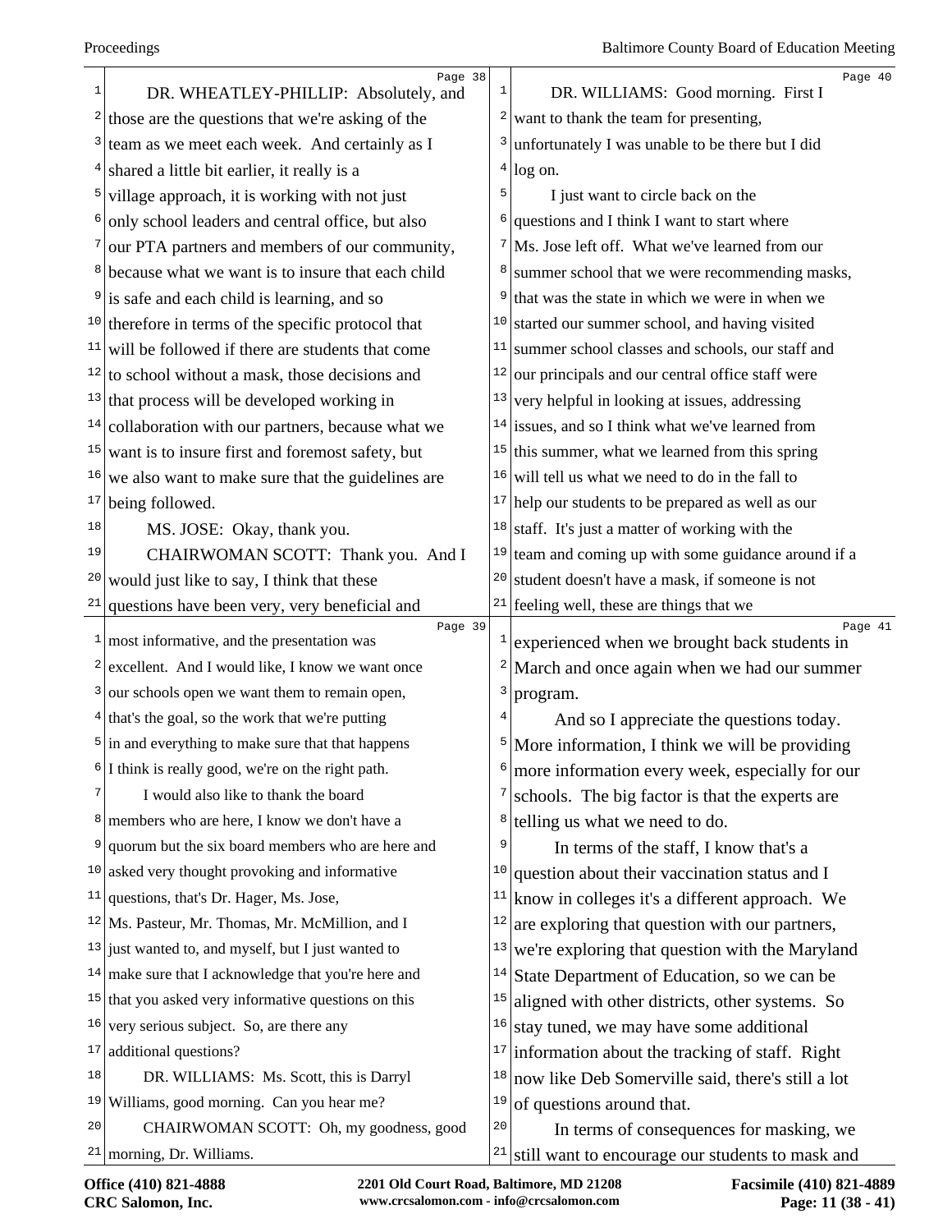DR. WHEATLEY-PHILLIP: Absolutely, and those are the questions that we're asking of the team as we meet each week. And certainly as I shared a little bit earlier, it really is a village approach, it is working with not just only school leaders and central office, but also our PTA partners and members of our community, because what we want is to insure that each child is safe and each child is learning, and so therefore in terms of the specific protocol that will be followed if there are students that come to school without a mask, those decisions and that process will be developed working in collaboration with our partners, because what we want is to insure first and foremost safety, but we also want to make sure that the guidelines are being followed.

MS. JOSE: Okay, thank you.

CHAIRWOMAN SCOTT: Thank you. And I would just like to say, I think that these questions have been very, very beneficial and most informative, and the presentation was excellent. And I would like, I know we want once our schools open we want them to remain open, that's the goal, so the work that we're putting in and everything to make sure that that happens I think is really good, we're on the right path.

I would also like to thank the board members who are here, I know we don't have a quorum but the six board members who are here and asked very thought provoking and informative questions, that's Dr. Hager, Ms. Jose, Ms. Pasteur, Mr. Thomas, Mr. McMillion, and I just wanted to, and myself, but I just wanted to make sure that I acknowledge that you're here and that you asked very informative questions on this very serious subject. So, are there any additional questions?

DR. WILLIAMS: Ms. Scott, this is Darryl Williams, good morning. Can you hear me?

CHAIRWOMAN SCOTT: Oh, my goodness, good morning, Dr. Williams.

DR. WILLIAMS: Good morning. First I want to thank the team for presenting, unfortunately I was unable to be there but I did log on.

I just want to circle back on the questions and I think I want to start where Ms. Jose left off. What we've learned from our summer school that we were recommending masks, that was the state in which we were in when we started our summer school, and having visited summer school classes and schools, our staff and our principals and our central office staff were very helpful in looking at issues, addressing issues, and so I think what we've learned from this summer, what we learned from this spring will tell us what we need to do in the fall to help our students to be prepared as well as our staff. It's just a matter of working with the team and coming up with some guidance around if a student doesn't have a mask, if someone is not feeling well, these are things that we experienced when we brought back students in March and once again when we had our summer program.

And so I appreciate the questions today. More information, I think we will be providing more information every week, especially for our schools. The big factor is that the experts are telling us what we need to do.

In terms of the staff, I know that's a question about their vaccination status and I know in colleges it's a different approach. We are exploring that question with our partners, we're exploring that question with the Maryland State Department of Education, so we can be aligned with other districts, other systems. So stay tuned, we may have some additional information about the tracking of staff. Right now like Deb Somerville said, there's still a lot of questions around that.

In terms of consequences for masking, we still want to encourage our students to mask and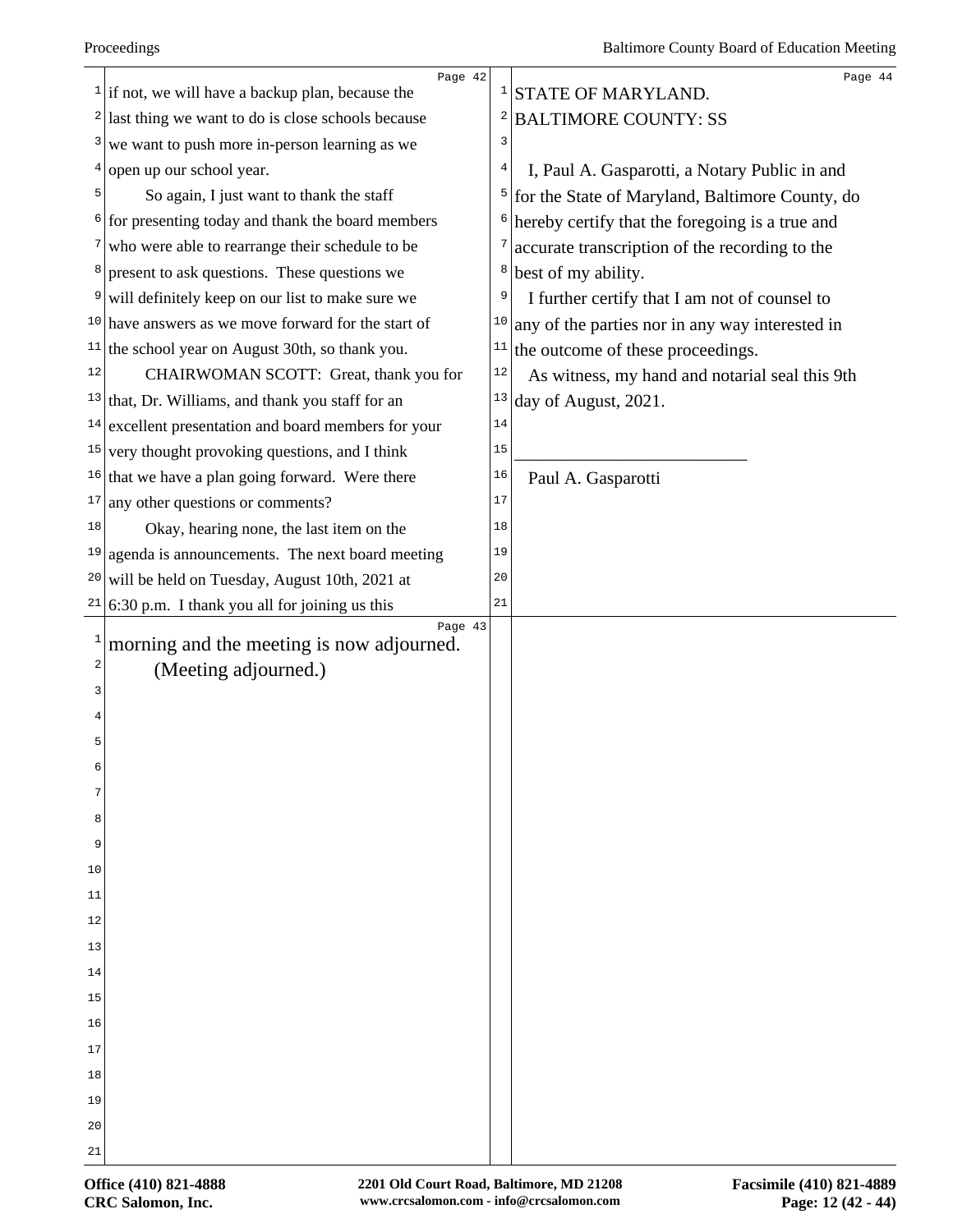if not, we will have a backup plan, because the last thing we want to do is close schools because we want to push more in-person learning as we open up our school year.

So again, I just want to thank the staff for presenting today and thank the board members who were able to rearrange their schedule to be present to ask questions. These questions we will definitely keep on our list to make sure we have answers as we move forward for the start of the school year on August 30th, so thank you.

CHAIRWOMAN SCOTT: Great, thank you for that, Dr. Williams, and thank you staff for an excellent presentation and board members for your very thought provoking questions, and I think that we have a plan going forward. Were there any other questions or comments?

Okay, hearing none, the last item on the agenda is announcements. The next board meeting will be held on Tuesday, August 10th, 2021 at 6:30 p.m. I thank you all for joining us this morning and the meeting is now adjourned.

(Meeting adjourned.)

STATE OF MARYLAND.
BALTIMORE COUNTY: SS

I, Paul A. Gasparotti, a Notary Public in and for the State of Maryland, Baltimore County, do hereby certify that the foregoing is a true and accurate transcription of the recording to the best of my ability.

I further certify that I am not of counsel to any of the parties nor in any way interested in the outcome of these proceedings.

As witness, my hand and notarial seal this 9th day of August, 2021.

\_\_\_\_\_\_\_\_\_\_\_\_\_\_\_\_\_\_\_\_\_\_\_\_\_\_

Paul A. Gasparotti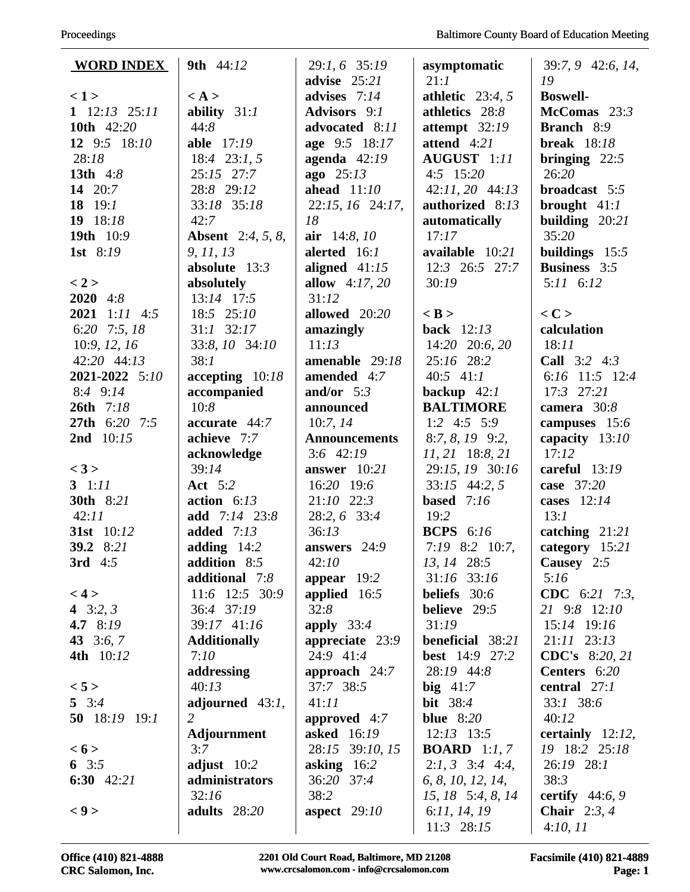## WORD INDEX

**< 1 >**
**1** 12:*13* 25:*11*
**10th** 42:*20*
**12** 9:*5* 18:*10* 28:*18*
**13th** 4:*8*
**14** 20:*7*
**18** 19:*1*
**19** 18:*18*
**19th** 10:*9*
**1st** 8:*19*

**< 2 >**
**2020** 4:*8*
**2021** 1:*11* 4:*5* 6:*20* 7:*5*, *18* 10:*9*, *12*, *16* 42:*20* 44:*13*
**2021-2022** 5:*10* 8:*4* 9:*14*
**26th** 7:*18*
**27th** 6:*20* 7:*5*
**2nd** 10:*15*

**< 3 >**
**3** 1:*11*
**30th** 8:*21* 42:*11*
**31st** 10:*12*
**39.2** 8:*21*
**3rd** 4:*5*

**< 4 >**
**4** 3:*2*, *3*
**4.7** 8:*19*
**43** 3:*6*, *7*
**4th** 10:*12*

**< 5 >**
**5** 3:*4*
**50** 18:*19* 19:*1*

**< 6 >**
**6** 3:*5*
**6:30** 42:*21*

**< 9 >**
**9th** 44:*12*

**< A >**
**ability** 31:*1* 44:*8*
**able** 17:*19* 18:*4* 23:*1*, *5* 25:*15* 27:*7* 28:*8* 29:*12* 33:*18* 35:*18* 42:*7*
**Absent** 2:*4*, *5*, *8*, *9*, *11*, *13*
**absolute** 13:*3*
**absolutely** 13:*14* 17:*5* 18:*5* 25:*10* 31:*1* 32:*17* 33:*8*, *10* 34:*10* 38:*1*
**accepting** 10:*18*
**accompanied** 10:*8*
**accurate** 44:*7*
**achieve** 7:*7*
**acknowledge** 39:*14*
**Act** 5:*2*
**action** 6:*13*
**add** 7:*14* 23:*8*
**added** 7:*13*
**adding** 14:*2*
**addition** 8:*5*
**additional** 7:*8* 11:*6* 12:*5* 30:*9* 36:*4* 37:*19* 39:*17* 41:*16*
**Additionally** 7:*10*
**addressing** 40:*13*
**adjourned** 43:*1*, *2*
**Adjournment** 3:*7*
**adjust** 10:*2*
**administrators** 32:*16*
**adults** 28:*20*
**advise** 25:*21*
**advises** 7:*14*
**Advisors** 9:*1*
**advocated** 8:*11*
**age** 9:*5* 18:*17*
**agenda** 42:*19*
**ago** 25:*13*
**ahead** 11:*10* 22:*15*, *16* 24:*17*, *18*
**air** 14:*8*, *10*
**alerted** 16:*1*
**aligned** 41:*15*
**allow** 4:*17*, *20* 31:*12*
**allowed** 20:*20*
**amazingly** 11:*13*
**amenable** 29:*18*
**amended** 4:*7*
**and/or** 5:*3*
**announced** 10:*7*, *14*
**Announcements** 3:*6* 42:*19*
**answer** 10:*21* 16:*20* 19:*6* 21:*10* 22:*3* 28:*2*, *6* 33:*4* 36:*13*
**answers** 24:*9* 42:*10*
**appear** 19:*2*
**applied** 16:*5* 32:*8*
**apply** 33:*4*
**appreciate** 23:*9* 24:*9* 41:*4*
**approach** 24:*7* 37:*7* 38:*5* 41:*11*
**approved** 4:*7*
**asked** 16:*19* 28:*15* 39:*10*, *15*
**asking** 16:*2* 36:*20* 37:*4* 38:*2*
**aspect** 29:*10*
**asymptomatic** 21:*1*
**athletic** 23:*4*, *5*
**athletics** 28:*8*
**attempt** 32:*19*
**attend** 4:*21*
**AUGUST** 1:*11* 4:*5* 15:*20* 42:*11*, *20* 44:*13*
**authorized** 8:*13*
**automatically** 17:*17*
**available** 10:*21* 12:*3* 26:*5* 27:*7* 30:*19*

**< B >**
**back** 12:*13* 14:*20* 20:*6*, *20* 25:*16* 28:*2* 40:*5* 41:*1*
**backup** 42:*1*
**BALTIMORE** 1:*2* 4:*5* 5:*9* 8:*7*, *8*, *19* 9:*2*, *11*, *21* 18:*8*, *21* 29:*15*, *19* 30:*16* 33:*15* 44:*2*, *5*
**based** 7:*16* 19:*2*
**BCPS** 6:*16* 7:*19* 8:*2* 10:*7*, *13*, *14* 28:*5* 31:*16* 33:*16*
**beliefs** 30:*6*
**believe** 29:*5* 31:*19*
**beneficial** 38:*21*
**best** 14:*9* 27:*2* 28:*19* 44:*8*
**big** 41:*7*
**bit** 38:*4*
**blue** 8:*20* 12:*13* 13:*5*
**BOARD** 1:*1*, *7* 2:*1*, *3* 3:*4* 4:*4*, *6*, *8*, *10*, *12*, *14*, *15*, *18* 5:*4*, *8*, *14* 6:*11*, *14*, *19* 11:*3* 28:*15* 39:*7*, *9* 42:*6*, *14*, *19*
**Boswell-McComas** 23:*3*
**Branch** 8:*9*
**break** 18:*18*
**bringing** 22:*5* 26:*20*
**broadcast** 5:*5*
**brought** 41:*1*
**building** 20:*21* 35:*20*
**buildings** 15:*5*
**Business** 3:*5* 5:*11* 6:*12*

**< C >**
**calculation** 18:*11*
**Call** 3:*2* 4:*3* 6:*16* 11:*5* 12:*4* 17:*3* 27:*21*
**camera** 30:*8*
**campuses** 15:*6*
**capacity** 13:*10* 17:*12*
**careful** 13:*19*
**case** 37:*20*
**cases** 12:*14* 13:*1*
**catching** 21:*21*
**category** 15:*21*
**Causey** 2:*5* 5:*16*
**CDC** 6:*21* 7:*3*, *21* 9:*8* 12:*10* 15:*14* 19:*16* 21:*11* 23:*13*
**CDC's** 8:*20*, *21*
**Centers** 6:*20*
**central** 27:*1* 33:*1* 38:*6* 40:*12*
**certainly** 12:*12*, *19* 18:*2* 25:*18* 26:*19* 28:*1* 38:*3*
**certify** 44:*6*, *9*
**Chair** 2:*3*, *4* 4:*10*, *11*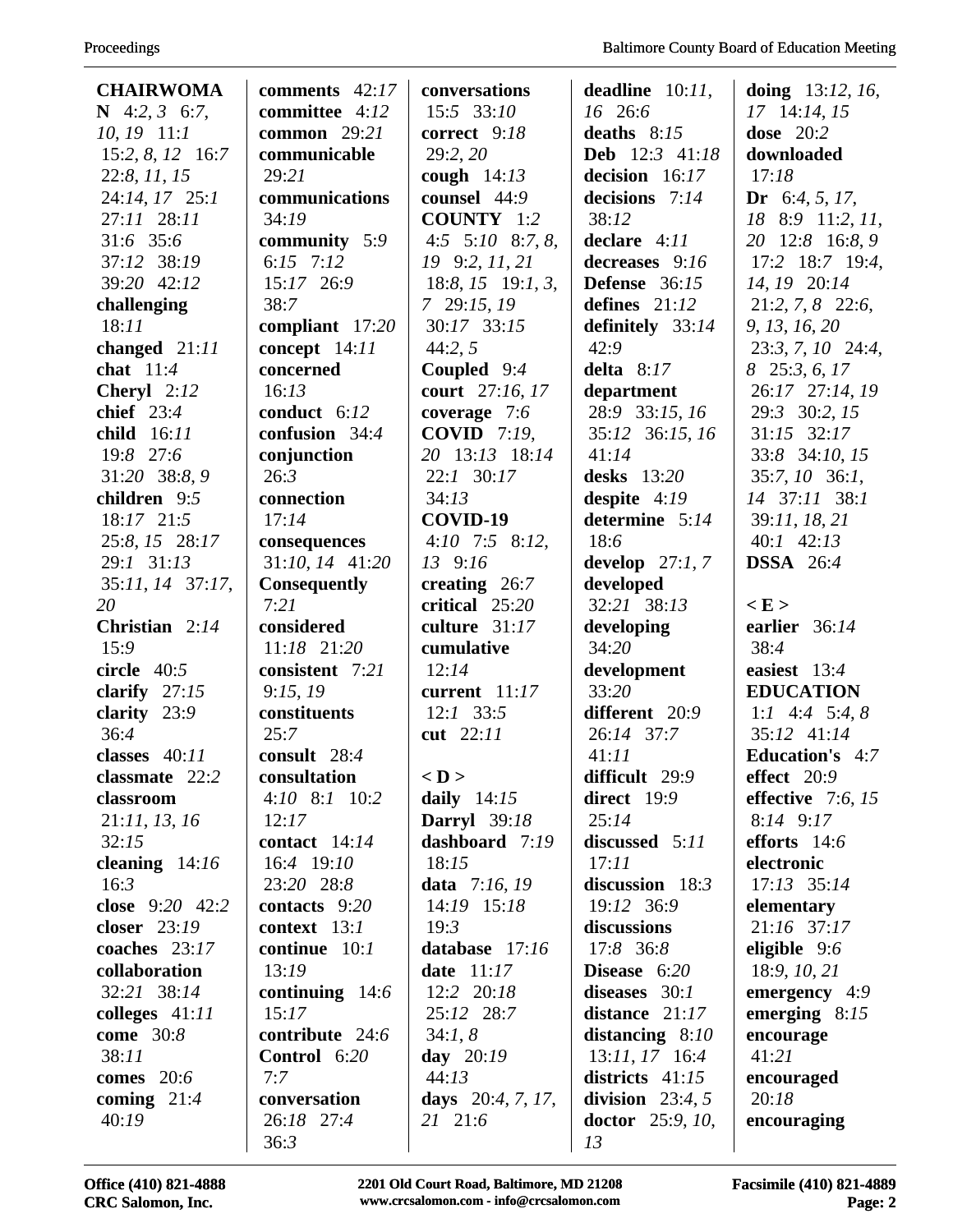**CHAIRWOMAN** 4:*2*, *3* 6:*7*, *10*, *19* 11:*1* 15:*2*, *8*, *12* 16:*7* 22:*8*, *11*, *15* 24:*14*, *17* 25:*1* 27:*11* 28:*11* 31:*6* 35:*6* 37:*12* 38:*19* 39:*20* 42:*12*
**challenging** 18:*11*
**changed** 21:*11*
**chat** 11:*4*
**Cheryl** 2:*12*
**chief** 23:*4*
**child** 16:*11* 19:*8* 27:*6* 31:*20* 38:*8*, *9*
**children** 9:*5* 18:*17* 21:*5* 25:*8*, *15* 28:*17* 29:*1* 31:*13* 35:*11*, *14* 37:*17*, *20*
**Christian** 2:*14* 15:*9*
**circle** 40:*5*
**clarify** 27:*15*
**clarity** 23:*9* 36:*4*
**classes** 40:*11*
**classmate** 22:*2*
**classroom** 21:*11*, *13*, *16* 32:*15*
**cleaning** 14:*16* 16:*3*
**close** 9:*20* 42:*2*
**closer** 23:*19*
**coaches** 23:*17*
**collaboration** 32:*21* 38:*14*
**colleges** 41:*11*
**come** 30:*8* 38:*11*
**comes** 20:*6*
**coming** 21:*4* 40:*19*
**comments** 42:*17*
**committee** 4:*12*
**common** 29:*21*
**communicable** 29:*21*
**communications** 34:*19*
**community** 5:*9* 6:*15* 7:*12* 15:*17* 26:*9* 38:*7*
**compliant** 17:*20*
**concept** 14:*11*
**concerned** 16:*13*
**conduct** 6:*12*
**confusion** 34:*4*
**conjunction** 26:*3*
**connection** 17:*14*
**consequences** 31:*10*, *14* 41:*20*
**Consequently** 7:*21*
**considered** 11:*18* 21:*20*
**consistent** 7:*21* 9:*15*, *19*
**constituents** 25:*7*
**consult** 28:*4*
**consultation** 4:*10* 8:*1* 10:*2* 12:*17*
**contact** 14:*14* 16:*4* 19:*10* 23:*20* 28:*8*
**contacts** 9:*20*
**context** 13:*1*
**continue** 10:*1* 13:*19*
**continuing** 14:*6* 15:*17*
**contribute** 24:*6*
**Control** 6:*20* 7:*7*
**conversation** 26:*18* 27:*4* 36:*3*
**conversations** 15:*5* 33:*10*
**correct** 9:*18* 29:*2*, *20*
**cough** 14:*13*
**counsel** 44:*9*
**COUNTY** 1:*2* 4:*5* 5:*10* 8:*7*, *8*, *19* 9:*2*, *11*, *21* 18:*8*, *15* 19:*1*, *3*, *7* 29:*15*, *19* 30:*17* 33:*15* 44:*2*, *5*
**Coupled** 9:*4*
**court** 27:*16*, *17*
**coverage** 7:*6*
**COVID** 7:*19*, *20* 13:*13* 18:*14* 22:*1* 30:*17* 34:*13*
**COVID-19** 4:*10* 7:*5* 8:*12*, *13* 9:*16*
**creating** 26:*7*
**critical** 25:*20*
**culture** 31:*17*
**cumulative** 12:*14*
**current** 11:*17* 12:*1* 33:*5*
**cut** 22:*11*

**< D >**
**daily** 14:*15*
**Darryl** 39:*18*
**dashboard** 7:*19* 18:*15*
**data** 7:*16*, *19* 14:*19* 15:*18* 19:*3*
**database** 17:*16*
**date** 11:*17* 12:*2* 20:*18* 25:*12* 28:*7* 34:*1*, *8*
**day** 20:*19* 44:*13*
**days** 20:*4*, *7*, *17*, *21* 21:*6*
**deadline** 10:*11*, *16* 26:*6*
**deaths** 8:*15*
**Deb** 12:*3* 41:*18*
**decision** 16:*17*
**decisions** 7:*14* 38:*12*
**declare** 4:*11*
**decreases** 9:*16*
**Defense** 36:*15*
**defines** 21:*12*
**definitely** 33:*14* 42:*9*
**delta** 8:*17*
**department** 28:*9* 33:*15*, *16* 35:*12* 36:*15*, *16* 41:*14*
**desks** 13:*20*
**despite** 4:*19*
**determine** 5:*14* 18:*6*
**develop** 27:*1*, *7*
**developed** 32:*21* 38:*13*
**developing** 34:*20*
**development** 33:*20*
**different** 20:*9* 26:*14* 37:*7* 41:*11*
**difficult** 29:*9*
**direct** 19:*9* 25:*14*
**discussed** 5:*11* 17:*11*
**discussion** 18:*3* 19:*12* 36:*9*
**discussions** 17:*8* 36:*8*
**Disease** 6:*20*
**diseases** 30:*1*
**distance** 21:*17*
**distancing** 8:*10* 13:*11*, *17* 16:*4*
**districts** 41:*15*
**division** 23:*4*, *5*
**doctor** 25:*9*, *10*, *13*
**doing** 13:*12*, *16*, *17* 14:*14*, *15*
**dose** 20:*2*
**downloaded** 17:*18*
**Dr** 6:*4*, *5*, *17*, *18* 8:*9* 11:*2*, *11*, *20* 12:*8* 16:*8*, *9* 17:*2* 18:*7* 19:*4*, *14*, *19* 20:*14* 21:*2*, *7*, *8* 22:*6*, *9*, *13*, *16*, *20* 23:*3*, *7*, *10* 24:*4*, *8* 25:*3*, *6*, *17* 26:*17* 27:*14*, *19* 29:*3* 30:*2*, *15* 31:*15* 32:*17* 33:*8* 34:*10*, *15* 35:*7*, *10* 36:*1*, *14* 37:*11* 38:*1* 39:*11*, *18*, *21* 40:*1* 42:*13*
**DSSA** 26:*4*

**< E >**
**earlier** 36:*14* 38:*4*
**easiest** 13:*4*
**EDUCATION** 1:*1* 4:*4* 5:*4*, *8* 35:*12* 41:*14*
**Education's** 4:*7*
**effect** 20:*9*
**effective** 7:*6*, *15* 8:*14* 9:*17*
**efforts** 14:*6*
**electronic** 17:*13* 35:*14*
**elementary** 21:*16* 37:*17*
**eligible** 9:*6* 18:*9*, *10*, *21*
**emergency** 4:*9*
**emerging** 8:*15*
**encourage** 41:*21*
**encouraged** 20:*18*
**encouraging**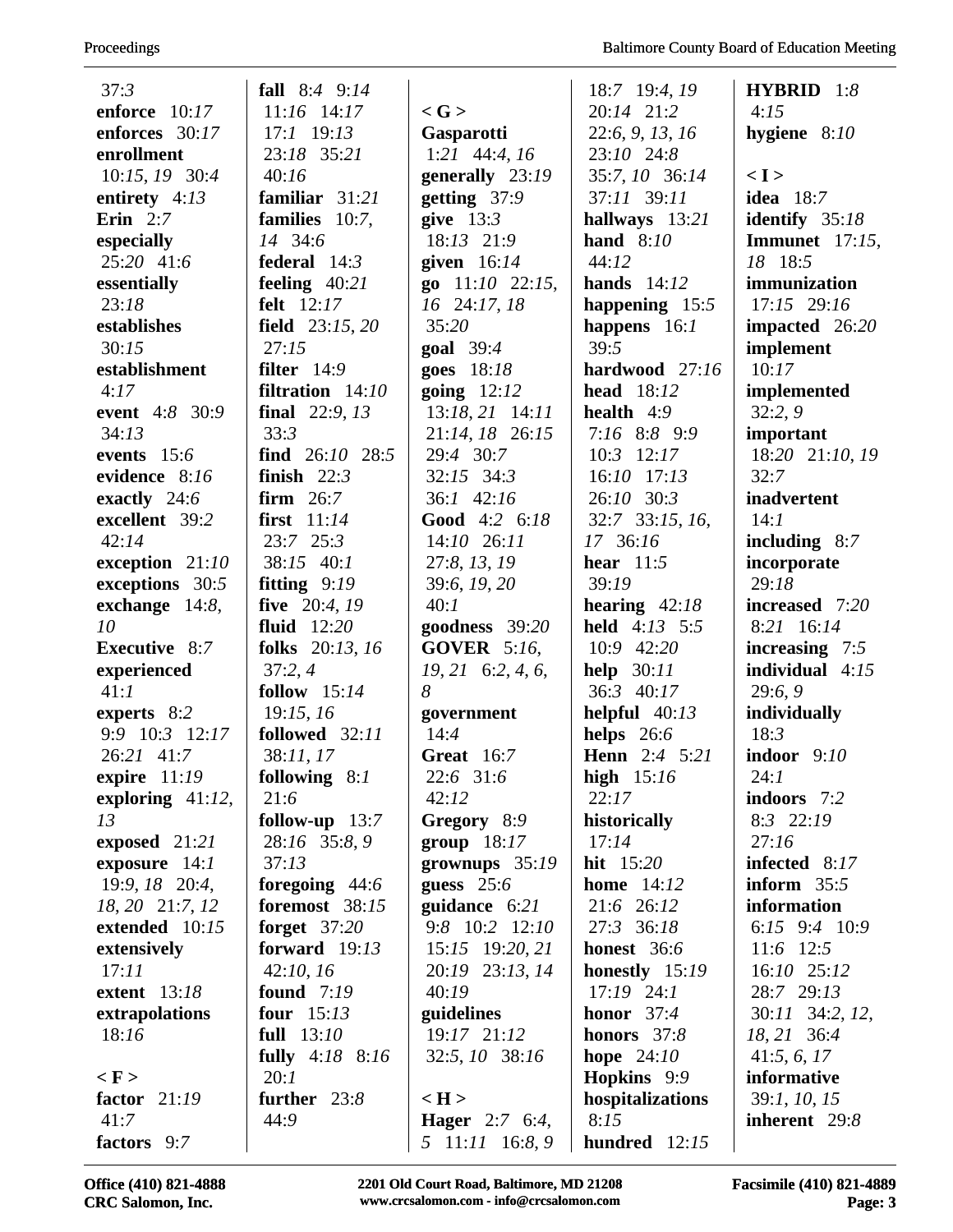37:3
**enforce** 10:17
**enforces** 30:17
**enrollment** 10:15, 19 30:4
**entirety** 4:13
**Erin** 2:7
**especially** 25:20 41:6
**essentially** 23:18
**establishes** 30:15
**establishment** 4:17
**event** 4:8 30:9 34:13
**events** 15:6
**evidence** 8:16
**exactly** 24:6
**excellent** 39:2 42:14
**exception** 21:10
**exceptions** 30:5
**exchange** 14:8, 10
**Executive** 8:7
**experienced** 41:1
**experts** 8:2 9:9 10:3 12:17 26:21 41:7
**expire** 11:19
**exploring** 41:12, 13
**exposed** 21:21
**exposure** 14:1 19:9, 18 20:4, 18, 20 21:7, 12
**extended** 10:15
**extensively** 17:11
**extent** 13:18
**extrapolations** 18:16

**< F >**
**factor** 21:19 41:7
**factors** 9:7
**fall** 8:4 9:14 11:16 14:17 17:1 19:13 23:18 35:21 40:16
**familiar** 31:21
**families** 10:7, 14 34:6
**federal** 14:3
**feeling** 40:21
**felt** 12:17
**field** 23:15, 20 27:15
**filter** 14:9
**filtration** 14:10
**final** 22:9, 13 33:3
**find** 26:10 28:5
**finish** 22:3
**firm** 26:7
**first** 11:14 23:7 25:3 38:15 40:1
**fitting** 9:19
**five** 20:4, 19
**fluid** 12:20
**folks** 20:13, 16 37:2, 4
**follow** 15:14 19:15, 16
**followed** 32:11 38:11, 17
**following** 8:1 21:6
**follow-up** 13:7 28:16 35:8, 9 37:13
**foregoing** 44:6
**foremost** 38:15
**forget** 37:20
**forward** 19:13 42:10, 16
**found** 7:19
**four** 15:13
**full** 13:10
**fully** 4:18 8:16 20:1
**further** 23:8 44:9

**< G >**
**Gasparotti** 1:21 44:4, 16
**generally** 23:19
**getting** 37:9
**give** 13:3 18:13 21:9
**given** 16:14
**go** 11:10 22:15, 16 24:17, 18 35:20
**goal** 39:4
**goes** 18:18
**going** 12:12 13:18, 21 14:11 21:14, 18 26:15 29:4 30:7 32:15 34:3 36:1 42:16
**Good** 4:2 6:18 14:10 26:11 27:8, 13, 19 39:6, 19, 20 40:1
**goodness** 39:20
**GOVER** 5:16, 19, 21 6:2, 4, 6, 8
**government** 14:4
**Great** 16:7 22:6 31:6 42:12
**Gregory** 8:9
**group** 18:17
**grownups** 35:19
**guess** 25:6
**guidance** 6:21 9:8 10:2 12:10 15:15 19:20, 21 20:19 23:13, 14 40:19
**guidelines** 19:17 21:12 32:5, 10 38:16

**< H >**
**Hager** 2:7 6:4, 5 11:11 16:8, 9 18:7 19:4, 19 20:14 21:2 22:6, 9, 13, 16 23:10 24:8 35:7, 10 36:14 37:11 39:11
**hallways** 13:21
**hand** 8:10 44:12
**hands** 14:12
**happening** 15:5
**happens** 16:1 39:5
**hardwood** 27:16
**head** 18:12
**health** 4:9 7:16 8:8 9:9 10:3 12:17 16:10 17:13 26:10 30:3 32:7 33:15, 16, 17 36:16
**hear** 11:5 39:19
**hearing** 42:18
**held** 4:13 5:5 10:9 42:20
**help** 30:11 36:3 40:17
**helpful** 40:13
**helps** 26:6
**Henn** 2:4 5:21
**high** 15:16 22:17
**historically** 17:14
**hit** 15:20
**home** 14:12 21:6 26:12 27:3 36:18
**honest** 36:6
**honestly** 15:19 17:19 24:1
**honor** 37:4
**honors** 37:8
**hope** 24:10
**Hopkins** 9:9
**hospitalizations** 8:15
**hundred** 12:15
**HYBRID** 1:8 4:15
**hygiene** 8:10

**< I >**
**idea** 18:7
**identify** 35:18
**Immunet** 17:15, 18 18:5
**immunization** 17:15 29:16
**impacted** 26:20
**implement** 10:17
**implemented** 32:2, 9
**important** 18:20 21:10, 19 32:7
**inadvertent** 14:1
**including** 8:7
**incorporate** 29:18
**increased** 7:20 8:21 16:14
**increasing** 7:5
**individual** 4:15 29:6, 9
**individually** 18:3
**indoor** 9:10 24:1
**indoors** 7:2 8:3 22:19 27:16
**infected** 8:17
**inform** 35:5
**information** 6:15 9:4 10:9 11:6 12:5 16:10 25:12 28:7 29:13 30:11 34:2, 12, 18, 21 36:4 41:5, 6, 17
**informative** 39:1, 10, 15
**inherent** 29:8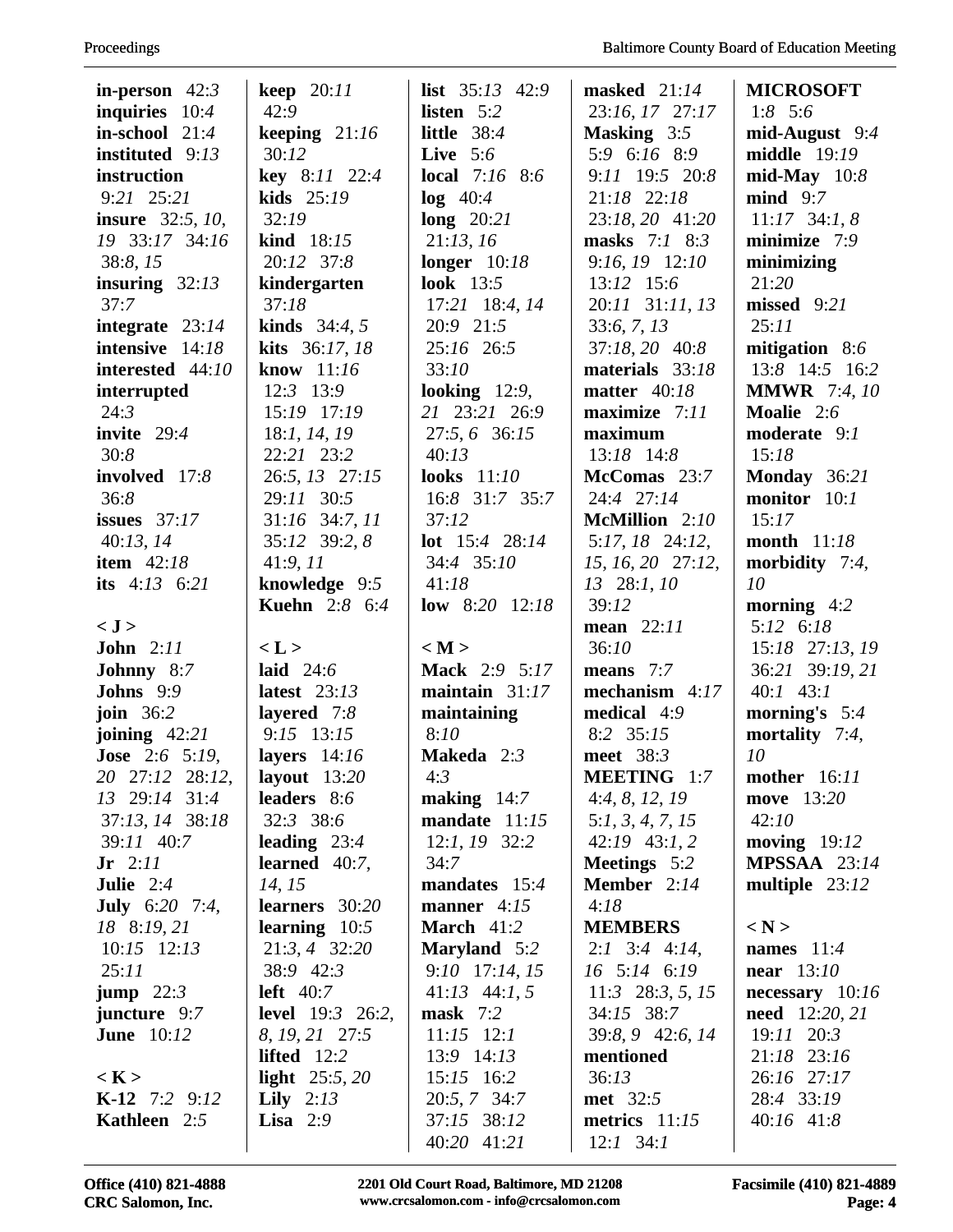**in-person** 42:*3*
**inquiries** 10:*4*
**in-school** 21:*4*
**instituted** 9:*13*
**instruction** 9:*21* 25:*21*
**insure** 32:*5*, *10*, *19* 33:*17* 34:*16* 38:*8*, *15*
**insuring** 32:*13* 37:*7*
**integrate** 23:*14*
**intensive** 14:*18*
**interested** 44:*10*
**interrupted** 24:*3*
**invite** 29:*4* 30:*8*
**involved** 17:*8* 36:*8*
**issues** 37:*17* 40:*13*, *14*
**item** 42:*18*
**its** 4:*13* 6:*21*

**< J >**
**John** 2:*11*
**Johnny** 8:*7*
**Johns** 9:*9*
**join** 36:*2*
**joining** 42:*21*
**Jose** 2:*6* 5:*19*, *20* 27:*12* 28:*12*, *13* 29:*14* 31:*4* 37:*13*, *14* 38:*18* 39:*11* 40:*7*
**Jr** 2:*11*
**Julie** 2:*4*
**July** 6:*20* 7:*4*, *18* 8:*19*, *21* 10:*15* 12:*13* 25:*11*
**jump** 22:*3*
**juncture** 9:*7*
**June** 10:*12*

**< K >**
**K-12** 7:*2* 9:*12*
**Kathleen** 2:*5*
**keep** 20:*11* 42:*9*
**keeping** 21:*16* 30:*12*
**key** 8:*11* 22:*4*
**kids** 25:*19* 32:*19*
**kind** 18:*15* 20:*12* 37:*8*
**kindergarten** 37:*18*
**kinds** 34:*4*, *5*
**kits** 36:*17*, *18*
**know** 11:*16* 12:*3* 13:*9* 15:*19* 17:*19* 18:*1*, *14*, *19* 22:*21* 23:*2* 26:*5*, *13* 27:*15* 29:*11* 30:*5* 31:*16* 34:*7*, *11* 35:*12* 39:*2*, *8* 41:*9*, *11*
**knowledge** 9:*5*
**Kuehn** 2:*8* 6:*4*

**< L >**
**laid** 24:*6*
**latest** 23:*13*
**layered** 7:*8* 9:*15* 13:*15*
**layers** 14:*16*
**layout** 13:*20*
**leaders** 8:*6* 32:*3* 38:*6*
**leading** 23:*4*
**learned** 40:*7*, *14*, *15*
**learners** 30:*20*
**learning** 10:*5* 21:*3*, *4* 32:*20* 38:*9* 42:*3*
**left** 40:*7*
**level** 19:*3* 26:*2*, *8*, *19*, *21* 27:*5*
**lifted** 12:*2*
**light** 25:*5*, *20*
**Lily** 2:*13*
**Lisa** 2:*9*
**list** 35:*13* 42:*9*
**listen** 5:*2*
**little** 38:*4*
**Live** 5:*6*
**local** 7:*16* 8:*6*
**log** 40:*4*
**long** 20:*21* 21:*13*, *16*
**longer** 10:*18*
**look** 13:*5* 17:*21* 18:*4*, *14* 20:*9* 21:*5* 25:*16* 26:*5* 33:*10*
**looking** 12:*9*, *21* 23:*21* 26:*9* 27:*5*, *6* 36:*15* 40:*13*
**looks** 11:*10* 16:*8* 31:*7* 35:*7* 37:*12*
**lot** 15:*4* 28:*14* 34:*4* 35:*10* 41:*18*
**low** 8:*20* 12:*18*

**< M >**
**Mack** 2:*9* 5:*17*
**maintain** 31:*17*
**maintaining** 8:*10*
**Makeda** 2:*3* 4:*3*
**making** 14:*7*
**mandate** 11:*15* 12:*1*, *19* 32:*2* 34:*7*
**mandates** 15:*4*
**manner** 4:*15*
**March** 41:*2*
**Maryland** 5:*2* 9:*10* 17:*14*, *15* 41:*13* 44:*1*, *5*
**mask** 7:*2* 11:*15* 12:*1* 13:*9* 14:*13* 15:*15* 16:*2* 20:*5*, *7* 34:*7* 37:*15* 38:*12* 40:*20* 41:*21*
**masked** 21:*14* 23:*16*, *17* 27:*17*
**Masking** 3:*5* 5:*9* 6:*16* 8:*9* 9:*11* 19:*5* 20:*8* 21:*18* 22:*18* 23:*18*, *20* 41:*20*
**masks** 7:*1* 8:*3* 9:*16*, *19* 12:*10* 13:*12* 15:*6* 20:*11* 31:*11*, *13* 33:*6*, *7*, *13* 37:*18*, *20* 40:*8*
**materials** 33:*18*
**matter** 40:*18*
**maximize** 7:*11*
**maximum** 13:*18* 14:*8*
**McComas** 23:*7* 24:*4* 27:*14*
**McMillion** 2:*10* 5:*17*, *18* 24:*12*, *15*, *16*, *20* 27:*12*, *13* 28:*1*, *10* 39:*12*
**mean** 22:*11* 36:*10*
**means** 7:*7*
**mechanism** 4:*17*
**medical** 4:*9* 8:*2* 35:*15*
**meet** 38:*3*
**MEETING** 1:*7* 4:*4*, *8*, *12*, *19* 5:*1*, *3*, *4*, *7*, *15* 42:*19* 43:*1*, *2*
**Meetings** 5:*2*
**Member** 2:*14* 4:*18*
**MEMBERS** 2:*1* 3:*4* 4:*14*, *16* 5:*14* 6:*19* 11:*3* 28:*3*, *5*, *15* 34:*15* 38:*7* 39:*8*, *9* 42:*6*, *14*
**mentioned** 36:*13*
**met** 32:*5*
**metrics** 11:*15* 12:*1* 34:*1*
**MICROSOFT** 1:*8* 5:*6*
**mid-August** 9:*4*
**middle** 19:*19*
**mid-May** 10:*8*
**mind** 9:*7* 11:*17* 34:*1*, *8*
**minimize** 7:*9*
**minimizing** 21:*20*
**missed** 9:*21* 25:*11*
**mitigation** 8:*6* 13:*8* 14:*5* 16:*2*
**MMWR** 7:*4*, *10*
**Moalie** 2:*6*
**moderate** 9:*1* 15:*18*
**Monday** 36:*21*
**monitor** 10:*1* 15:*17*
**month** 11:*18*
**morbidity** 7:*4*, *10*
**morning** 4:*2* 5:*12* 6:*18* 15:*18* 27:*13*, *19* 36:*21* 39:*19*, *21* 40:*1* 43:*1*
**morning's** 5:*4*
**mortality** 7:*4*, *10*
**mother** 16:*11*
**move** 13:*20* 42:*10*
**moving** 19:*12*
**MPSSAA** 23:*14*
**multiple** 23:*12*

**< N >**
**names** 11:*4*
**near** 13:*10*
**necessary** 10:*16*
**need** 12:*20*, *21* 19:*11* 20:*3* 21:*18* 23:*16* 26:*16* 27:*17* 28:*4* 33:*19* 40:*16* 41:*8*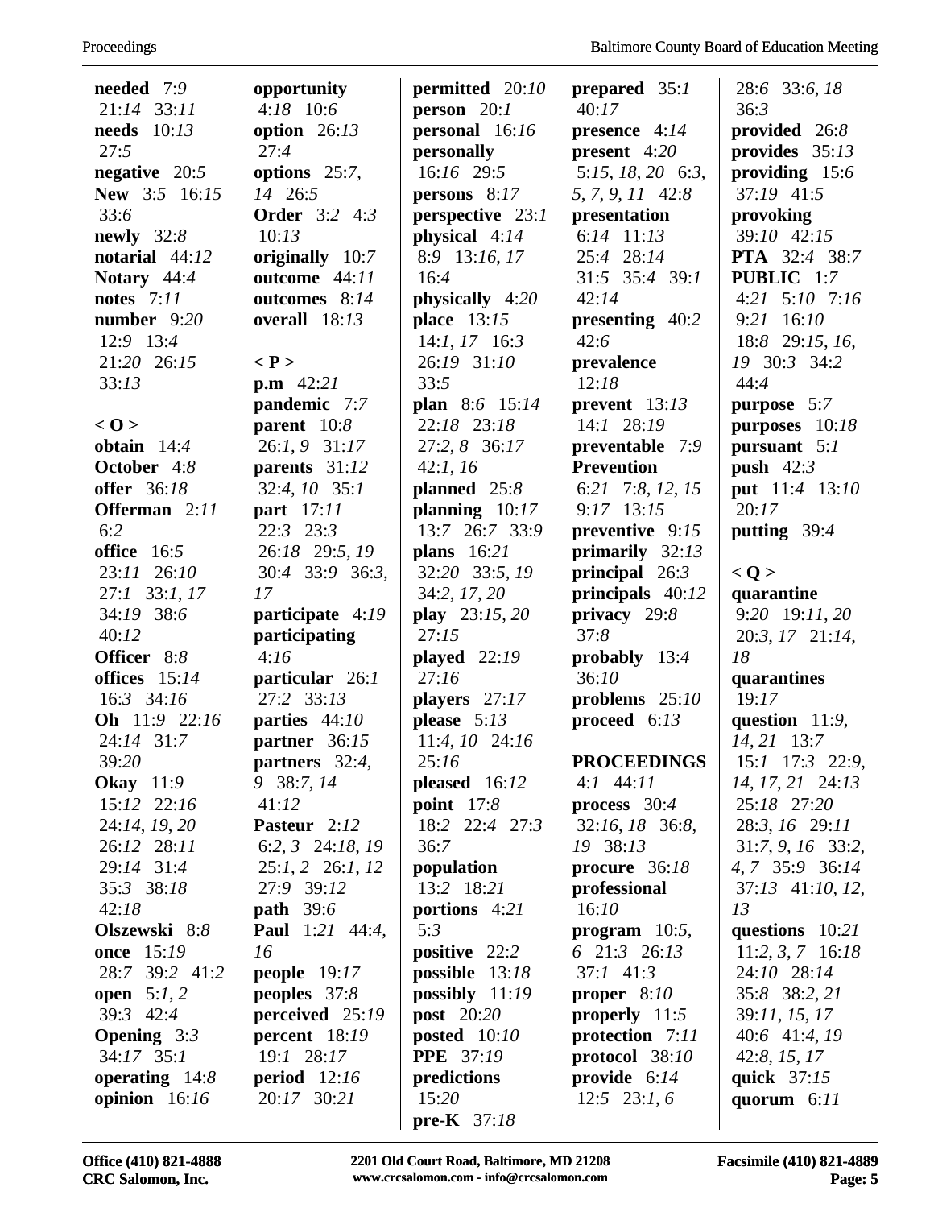**needed** 7:*9* 21:*14* 33:*11*
**needs** 10:*13* 27:*5*
**negative** 20:*5*
**New** 3:*5* 16:*15* 33:*6*
**newly** 32:*8*
**notarial** 44:*12*
**Notary** 44:*4*
**notes** 7:*11*
**number** 9:*20* 12:9 13:*4* 21:*20* 26:*15* 33:*13*

**< O >**
**obtain** 14:*4*
**October** 4:*8*
**offer** 36:*18*
**Offerman** 2:*11* 6:*2*
**office** 16:*5* 23:*11* 26:*10* 27:*1* 33:*1*, *17* 34:*19* 38:*6* 40:*12*
**Officer** 8:*8*
**offices** 15:*14* 16:*3* 34:*16*
**Oh** 11:*9* 22:*16* 24:*14* 31:*7* 39:*20*
**Okay** 11:*9* 15:*12* 22:*16* 24:*14*, *19*, *20* 26:*12* 28:*11* 29:*14* 31:*4* 35:*3* 38:*18* 42:*18*
**Olszewski** 8:*8*
**once** 15:*19* 28:*7* 39:*2* 41:*2*
**open** 5:*1*, *2* 39:*3* 42:*4*
**Opening** 3:*3* 34:*17* 35:*1*
**operating** 14:*8*
**opinion** 16:*16*
**opportunity** 4:*18* 10:*6*
**option** 26:*13* 27:*4*
**options** 25:*7*, *14* 26:*5*
**Order** 3:*2* 4:*3* 10:*13*
**originally** 10:*7*
**outcome** 44:*11*
**outcomes** 8:*14*
**overall** 18:*13*

**< P >**
**p.m** 42:*21*
**pandemic** 7:*7*
**parent** 10:*8* 26:*1*, *9* 31:*17*
**parents** 31:*12* 32:*4*, *10* 35:*1*
**part** 17:*11* 22:*3* 23:*3* 26:*18* 29:*5*, *19* 30:*4* 33:*9* 36:*3*, *17*
**participate** 4:*19*
**participating** 4:*16*
**particular** 26:*1* 27:*2* 33:*13*
**parties** 44:*10*
**partner** 36:*15*
**partners** 32:*4*, *9* 38:*7*, *14* 41:*12*
**Pasteur** 2:*12* 6:*2*, *3* 24:*18*, *19* 25:*1*, *2* 26:*1*, *12* 27:*9* 39:*12*
**path** 39:*6*
**Paul** 1:*21* 44:*4*, *16*
**people** 19:*17*
**peoples** 37:*8*
**perceived** 25:*19*
**percent** 18:*19* 19:*1* 28:*17*
**period** 12:*16* 20:*17* 30:*21*
**permitted** 20:*10*
**person** 20:*1*
**personal** 16:*16*
**personally** 16:*16* 29:*5*
**persons** 8:*17*
**perspective** 23:*1*
**physical** 4:*14* 8:*9* 13:*16*, *17* 16:*4*
**physically** 4:*20*
**place** 13:*15* 14:*1*, *17* 16:*3* 26:*19* 31:*10* 33:*5*
**plan** 8:*6* 15:*14* 22:*18* 23:*18* 27:*2*, *8* 36:*17* 42:*1*, *16*
**planned** 25:*8*
**planning** 10:*17* 13:*7* 26:*7* 33:9
**plans** 16:*21* 32:*20* 33:*5*, *19* 34:*2*, *17*, *20*
**play** 23:*15*, *20* 27:*15*
**played** 22:*19* 27:*16*
**players** 27:*17*
**please** 5:*13* 11:*4*, *10* 24:*16* 25:*16*
**pleased** 16:*12*
**point** 17:*8* 18:*2* 22:*4* 27:*3* 36:*7*
**population** 13:*2* 18:*21*
**portions** 4:*21* 5:*3*
**positive** 22:*2*
**possible** 13:*18*
**possibly** 11:*19*
**post** 20:*20*
**posted** 10:*10*
**PPE** 37:*19*
**predictions** 15:*20*
**pre-K** 37:*18*
**prepared** 35:*1* 40:*17*
**presence** 4:*14*
**present** 4:*20* 5:*15*, *18*, *20* 6:*3*, *5*, *7*, *9*, *11* 42:*8*
**presentation** 6:*14* 11:*13* 25:*4* 28:*14* 31:*5* 35:*4* 39:*1* 42:*14*
**presenting** 40:*2* 42:*6*
**prevalence** 12:*18*
**prevent** 13:*13* 14:*1* 28:*19*
**preventable** 7:*9*
**Prevention** 6:*21* 7:*8*, *12*, *15* 9:*17* 13:*15*
**preventive** 9:*15*
**primarily** 32:*13*
**principal** 26:*3*
**principals** 40:*12*
**privacy** 29:*8* 37:*8*
**probably** 13:*4* 36:*10*
**problems** 25:*10*
**proceed** 6:*13*

**PROCEEDINGS** 4:*1* 44:*11*
**process** 30:*4* 32:*16*, *18* 36:*8*, *19* 38:*13*
**procure** 36:*18*
**professional** 16:*10*
**program** 10:*5*, *6* 21:*3* 26:*13* 37:*1* 41:*3*
**proper** 8:*10*
**properly** 11:*5*
**protection** 7:*11*
**protocol** 38:*10*
**provide** 6:*14* 12:*5* 23:*1*, *6* 28:*6* 33:*6*, *18* 36:*3*
**provided** 26:*8*
**provides** 35:*13*
**providing** 15:*6* 37:*19* 41:*5*
**provoking** 39:*10* 42:*15*
**PTA** 32:*4* 38:*7*
**PUBLIC** 1:*7* 4:*21* 5:*10* 7:*16* 9:*21* 16:*10* 18:*8* 29:*15*, *16*, *19* 30:*3* 34:*2* 44:*4*
**purpose** 5:*7*
**purposes** 10:*18*
**pursuant** 5:*1*
**push** 42:*3*
**put** 11:*4* 13:*10* 20:*17*
**putting** 39:*4*

**< Q >**
**quarantine** 9:*20* 19:*11*, *20* 20:*3*, *17* 21:*14*, *18*
**quarantines** 19:*17*
**question** 11:*9*, *14*, *21* 13:*7* 15:*1* 17:*3* 22:*9*, *14*, *17*, *21* 24:*13* 25:*18* 27:*20* 28:*3*, *16* 29:*11* 31:*7*, *9*, *16* 33:*2*, *4*, *7* 35:*9* 36:*14* 37:*13* 41:*10*, *12*, *13*
**questions** 10:*21* 11:*2*, *3*, *7* 16:*18* 24:*10* 28:*14* 35:*8* 38:*2*, *21* 39:*11*, *15*, *17* 40:*6* 41:*4*, *19* 42:*8*, *15*, *17*
**quick** 37:*15*
**quorum** 6:*11*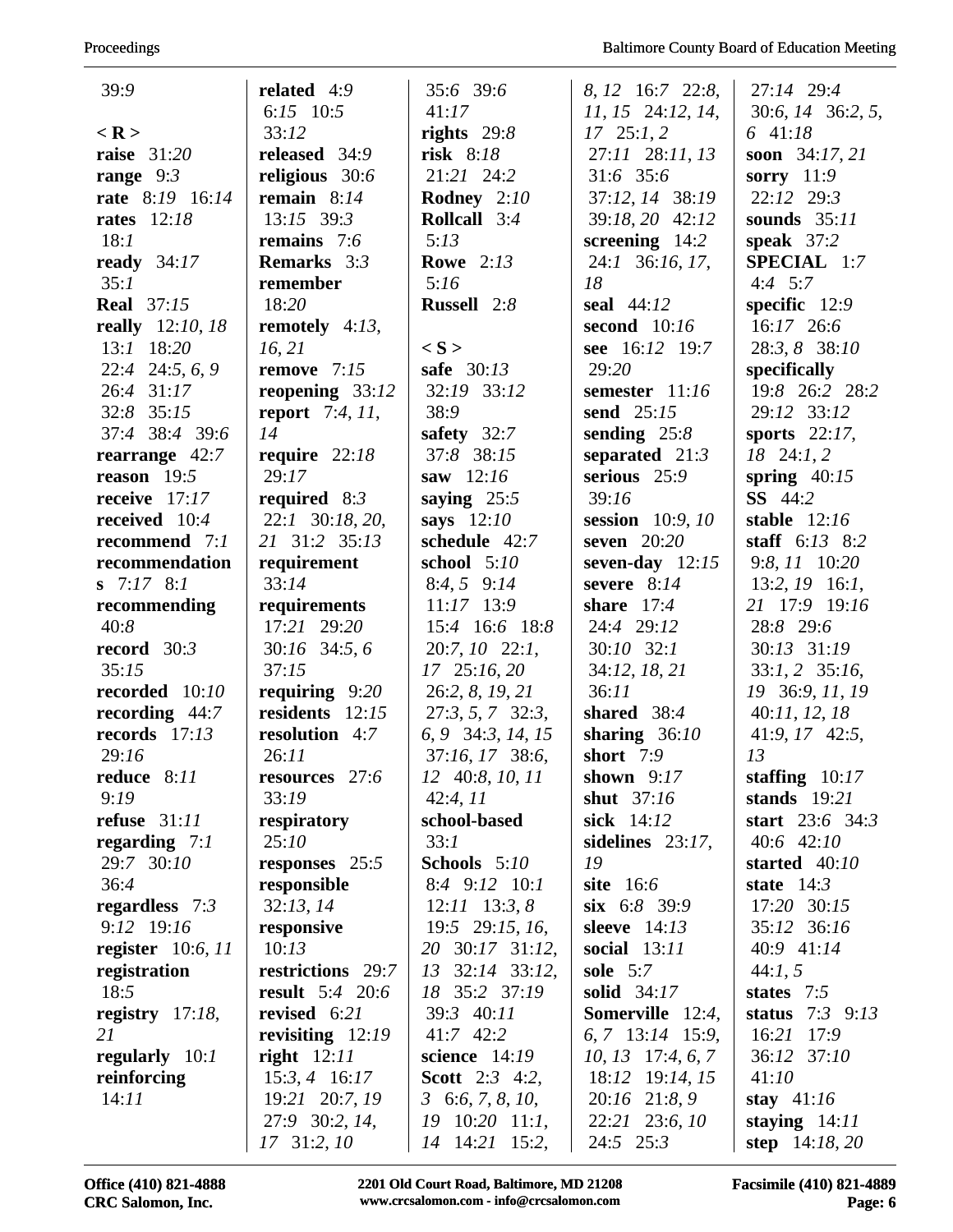39:*9*

**< R >**

**raise** 31:*20*

**range** 9:*3*

**rate** 8:*19* 16:*14*

**rates** 12:*18* 18:*1*

**ready** 34:*17* 35:*1*

**Real** 37:*15*

**really** 12:*10*, *18* 13:*1* 18:*20* 22:*4* 24:*5*, *6*, *9* 26:*4* 31:*17* 32:*8* 35:*15* 37:*4* 38:*4* 39:*6*

**rearrange** 42:*7*

**reason** 19:*5*

**receive** 17:*17*

**received** 10:*4*

**recommend** 7:*1*

**recommendations** 7:*17* 8:*1*

**recommending** 40:*8*

**record** 30:*3* 35:*15*

**recorded** 10:*10*

**recording** 44:*7*

**records** 17:*13* 29:*16*

**reduce** 8:*11* 9:*19*

**refuse** 31:*11*

**regarding** 7:*1* 29:*7* 30:*10* 36:*4*

**regardless** 7:*3* 9:*12* 19:*16*

**register** 10:*6*, *11*

**registration** 18:*5*

**registry** 17:*18*, *21*

**regularly** 10:*1*

**reinforcing** 14:*11*

**related** 4:*9* 6:*15* 10:*5* 33:*12*

**released** 34:*9*

**religious** 30:*6*

**remain** 8:*14* 13:*15* 39:*3*

**remains** 7:*6*

**Remarks** 3:*3*

**remember** 18:*20*

**remotely** 4:*13*, *16*, *21*

**remove** 7:*15*

**reopening** 33:*12*

**report** 7:*4*, *11*, *14*

**require** 22:*18* 29:*17*

**required** 8:*3* 22:*1* 30:*18*, *20*, *21* 31:*2* 35:*13*

**requirement** 33:*14*

**requirements** 17:*21* 29:*20* 30:*16* 34:*5*, *6* 37:*15*

**requiring** 9:*20*

**residents** 12:*15*

**resolution** 4:*7* 26:*11*

**resources** 27:*6* 33:*19*

**respiratory** 25:*10*

**responses** 25:*5*

**responsible** 32:*13*, *14*

**responsive** 10:*13*

**restrictions** 29:*7*

**result** 5:*4* 20:*6*

**revised** 6:*21*

**revisiting** 12:*19*

**right** 12:*11* 15:*3*, *4* 16:*17* 19:*21* 20:*7*, *19* 27:*9* 30:*2*, *14*, *17* 31:*2*, *10* 35:*6* 39:*6* 41:*17*

**rights** 29:*8*

**risk** 8:*18* 21:*21* 24:*2*

**Rodney** 2:*10*

**Rollcall** 3:*4* 5:*13*

**Rowe** 2:*13* 5:*16*

**Russell** 2:*8*

**< S >**

**safe** 30:*13* 32:*19* 33:*12* 38:*9*

**safety** 32:*7* 37:*8* 38:*15*

**saw** 12:*16*

**saying** 25:*5*

**says** 12:*10*

**schedule** 42:*7*

**school** 5:*10* 8:*4*, *5* 9:*14* 11:*17* 13:*9* 15:*4* 16:*6* 18:*8* 20:*7*, *10* 22:*1*, *17* 25:*16*, *20* 26:*2*, *8*, *19*, *21* 27:*3*, *5*, *7* 32:*3*, *6*, *9* 34:*3*, *14*, *15* 37:*16*, *17* 38:*6*, *12* 40:*8*, *10*, *11* 42:*4*, *11*

**school-based** 33:*1*

**Schools** 5:*10* 8:*4* 9:*12* 10:*1* 12:*11* 13:*3*, *8* 19:*5* 29:*15*, *16*, *20* 30:*17* 31:*12*, *13* 32:*14* 33:*12*, *18* 35:*2* 37:*19* 39:*3* 40:*11* 41:*7* 42:*2*

**science** 14:*19*

**Scott** 2:*3* 4:*2*, *3* 6:*6*, *7*, *8*, *10*, *19* 10:*20* 11:*1*, *14* 14:*21* 15:*2*, *8*, *12* 16:*7* 22:*8*, *11*, *15* 24:*12*, *14*, *17* 25:*1*, *2* 27:*11* 28:*11*, *13* 31:*6* 35:*6* 37:*12*, *14* 38:*19* 39:*18*, *20* 42:*12*

**screening** 14:*2* 24:*1* 36:*16*, *17*, *18*

**seal** 44:*12*

**second** 10:*16*

**see** 16:*12* 19:*7* 29:*20*

**semester** 11:*16*

**send** 25:*15*

**sending** 25:*8*

**separated** 21:*3*

**serious** 25:*9* 39:*16*

**session** 10:*9*, *10*

**seven** 20:*20*

**seven-day** 12:*15*

**severe** 8:*14*

**share** 17:*4* 24:*4* 29:*12* 30:*10* 32:*1* 34:*12*, *18*, *21* 36:*11*

**shared** 38:*4*

**sharing** 36:*10*

**short** 7:*9*

**shown** 9:*17*

**shut** 37:*16*

**sick** 14:*12*

**sidelines** 23:*17*, *19*

**site** 16:*6*

**six** 6:*8* 39:*9*

**sleeve** 14:*13*

**social** 13:*11*

**sole** 5:*7*

**solid** 34:*17*

**Somerville** 12:*4*, *6*, *7* 13:*14* 15:*9*, *10*, *13* 17:*4*, *6*, *7* 18:*12* 19:*14*, *15* 20:*16* 21:*8*, *9* 22:*21* 23:*6*, *10* 24:*5* 25:*3* 27:*14* 29:*4* 30:*6*, *14* 36:*2*, *5*, *6* 41:*18*

**soon** 34:*17*, *21*

**sorry** 11:*9* 22:*12* 29:*3*

**sounds** 35:*11*

**speak** 37:*2*

**SPECIAL** 1:*7* 4:*4* 5:*7*

**specific** 12:*9* 16:*17* 26:*6* 28:*3*, *8* 38:*10*

**specifically** 19:*8* 26:*2* 28:*2* 29:*12* 33:*12*

**sports** 22:*17*, *18* 24:*1*, *2*

**spring** 40:*15*

**SS** 44:*2*

**stable** 12:*16*

**staff** 6:*13* 8:*2* 9:*8*, *11* 10:*20* 13:*2*, *19* 16:*1*, *21* 17:*9* 19:*16* 28:*8* 29:*6* 30:*13* 31:*19* 33:*1*, *2* 35:*16*, *19* 36:*9*, *11*, *19* 40:*11*, *12*, *18* 41:*9*, *17* 42:*5*, *13*

**staffing** 10:*17*

**stands** 19:*21*

**start** 23:*6* 34:*3* 40:*6* 42:*10*

**started** 40:*10*

**state** 14:*3* 17:*20* 30:*15* 35:*12* 36:*16* 40:*9* 41:*14* 44:*1*, *5*

**states** 7:*5*

**status** 7:*3* 9:*13* 16:*21* 17:*9* 36:*12* 37:*10* 41:*10*

**stay** 41:*16*

**staying** 14:*11*

**step** 14:*18*, *20*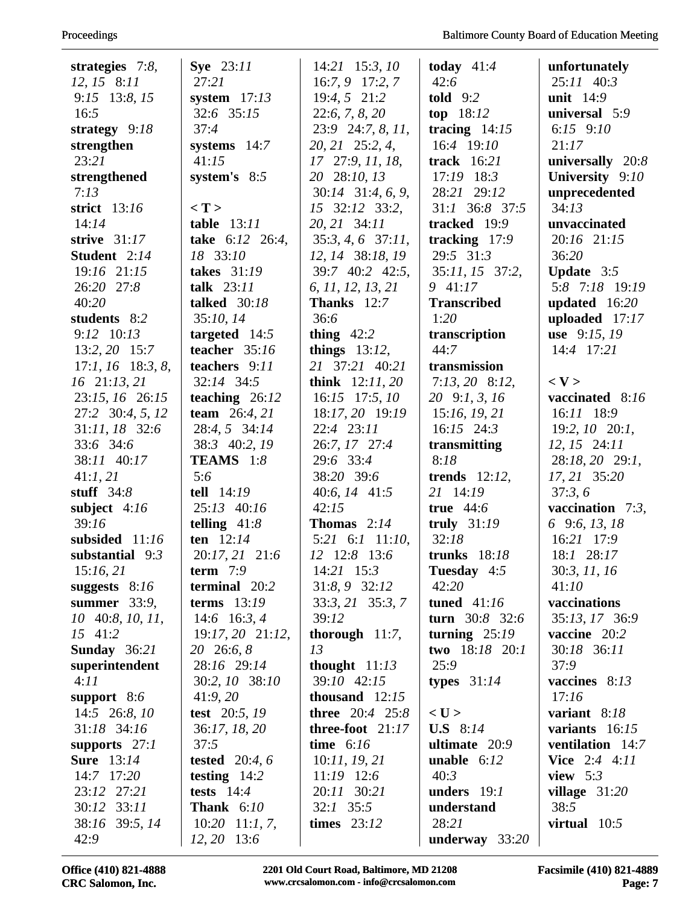**strategies** 7:*8*, *12*, *15* 8:*11* 9:*15* 13:*8*, *15* 16:*5*
**strategy** 9:*18*
**strengthen** 23:*21*
**strengthened** 7:*13*
**strict** 13:*16* 14:*14*
**strive** 31:*17*
**Student** 2:*14* 19:*16* 21:*15* 26:*20* 27:*8* 40:*20*
**students** 8:*2* 9:*12* 10:*13* 13:*2*, *20* 15:*7* 17:*1*, *16* 18:*3*, *8*, *16* 21:*13*, *21* 23:*15*, *16* 26:*15* 27:*2* 30:*4*, *5*, *12* 31:*11*, *18* 32:*6* 33:*6* 34:*6* 38:*11* 40:*17* 41:*1*, *21*
**stuff** 34:*8*
**subject** 4:*16* 39:*16*
**subsided** 11:*16*
**substantial** 9:*3* 15:*16*, *21*
**suggests** 8:*16*
**summer** 33:*9*, *10* 40:*8*, *10*, *11*, *15* 41:*2*
**Sunday** 36:*21*
**superintendent** 4:*11*
**support** 8:*6* 14:*5* 26:*8*, *10* 31:*18* 34:*16*
**supports** 27:*1*
**Sure** 13:*14* 14:*7* 17:*20* 23:*12* 27:*21* 30:*12* 33:*11* 38:*16* 39:*5*, *14* 42:*9*

**Sye** 23:*11* 27:*21*
**system** 17:*13* 32:*6* 35:*15* 37:*4*
**systems** 14:*7* 41:*15*
**system's** 8:*5*

**< T >**
**table** 13:*11*
**take** 6:*12* 26:*4*, *18* 33:*10*
**takes** 31:*19*
**talk** 23:*11*
**talked** 30:*18* 35:*10*, *14*
**targeted** 14:*5*
**teacher** 35:*16*
**teachers** 9:*11* 32:*14* 34:*5*
**teaching** 26:*12*
**team** 26:*4*, *21* 28:*4*, *5* 34:*14* 38:*3* 40:*2*, *19*
**TEAMS** 1:*8* 5:*6*
**tell** 14:*19* 25:*13* 40:*16*
**telling** 41:*8*
**ten** 12:*14* 20:*17*, *21* 21:*6*
**term** 7:*9*
**terminal** 20:*2*
**terms** 13:*19* 14:*6* 16:*3*, *4* 19:*17*, *20* 21:*12*, *20* 26:*6*, *8* 28:*16* 29:*14* 30:*2*, *10* 38:*10* 41:*9*, *20*
**test** 20:*5*, *19* 36:*17*, *18*, *20* 37:*5*
**tested** 20:*4*, *6*
**testing** 14:*2*
**tests** 14:*4*
**Thank** 6:*10* 10:*20* 11:*1*, *7*, *12*, *20* 13:*6* 14:*21* 15:*3*, *10* 16:*7*, *9* 17:*2*, *7* 19:*4*, *5* 21:*2* 22:*6*, *7*, *8*, *20* 23:*9* 24:*7*, *8*, *11*, *20*, *21* 25:*2*, *4*, *17* 27:*9*, *11*, *18*, *20* 28:*10*, *13* 30:*14* 31:*4*, *6*, *9*, *15* 32:*12* 33:*2*, *20*, *21* 34:*11* 35:*3*, *4*, *6* 37:*11*, *12*, *14* 38:*18*, *19* 39:*7* 40:*2* 42:*5*, *6*, *11*, *12*, *13*, *21*
**Thanks** 12:*7* 36:*6*
**thing** 42:*2*
**things** 13:*12*, *21* 37:*21* 40:*21*
**think** 12:*11*, *20* 16:*15* 17:*5*, *10* 18:*17*, *20* 19:*19* 22:*4* 23:*11* 26:*7*, *17* 27:*4* 29:*6* 33:*4* 38:*20* 39:*6* 40:*6*, *14* 41:*5* 42:*15*
**Thomas** 2:*14* 5:*21* 6:*1* 11:*10*, *12* 12:*8* 13:*6* 14:*21* 15:*3* 31:*8*, *9* 32:*12* 33:*3*, *21* 35:*3*, *7* 39:*12*
**thorough** 11:*7*, *13*
**thought** 11:*13* 39:*10* 42:*15*
**thousand** 12:*15*
**three** 20:*4* 25:*8*
**three-foot** 21:*17*
**time** 6:*16* 10:*11*, *19*, *21* 11:*19* 12:*6* 20:*11* 30:*21* 32:*1* 35:*5*
**times** 23:*12*

**today** 41:*4* 42:*6*
**told** 9:*2*
**top** 18:*12*
**tracing** 14:*15* 16:*4* 19:*10*
**track** 16:*21* 17:*19* 18:*3* 28:*21* 29:*12* 31:*1* 36:*8* 37:*5*
**tracked** 19:*9*
**tracking** 17:*9* 29:*5* 31:*3* 35:*11*, *15* 37:*2*, *9* 41:*17*
**Transcribed** 1:*20*
**transcription** 44:*7*
**transmission** 7:*13*, *20* 8:*12*, *20* 9:*1*, *3*, *16* 15:*16*, *19*, *21* 16:*15* 24:*3*
**transmitting** 8:*18*
**trends** 12:*12*, *21* 14:*19*
**true** 44:*6*
**truly** 31:*19* 32:*18*
**trunks** 18:*18*
**Tuesday** 4:*5* 42:*20*
**tuned** 41:*16*
**turn** 30:*8* 32:*6*
**turning** 25:*19*
**two** 18:*18* 20:*1* 25:*9*
**types** 31:*14*

**< U >**
**U.S** 8:*14*
**ultimate** 20:*9*
**unable** 6:*12* 40:*3*
**unders** 19:*1*
**understand** 28:*21*
**underway** 33:*20*

**unfortunately** 25:*11* 40:*3*
**unit** 14:*9*
**universal** 5:*9* 6:*15* 9:*10* 21:*17*
**universally** 20:*8*
**University** 9:*10*
**unprecedented** 34:*13*
**unvaccinated** 20:*16* 21:*15* 36:*20*
**Update** 3:*5* 5:*8* 7:*18* 19:*19*
**updated** 16:*20*
**uploaded** 17:*17*
**use** 9:*15*, *19* 14:*4* 17:*21*

**< V >**
**vaccinated** 8:*16* 16:*11* 18:*9* 19:*2*, *10* 20:*1*, *12*, *15* 24:*11* 28:*18*, *20* 29:*1*, *17*, *21* 35:*20* 37:*3*, *6*
**vaccination** 7:*3*, *6* 9:*6*, *13*, *18* 16:*21* 17:*9* 18:*1* 28:*17* 30:*3*, *11*, *16* 41:*10*
**vaccinations** 35:*13*, *17* 36:*9*
**vaccine** 20:*2* 30:*18* 36:*11* 37:*9*
**vaccines** 8:*13* 17:*16*
**variant** 8:*18*
**variants** 16:*15*
**ventilation** 14:*7*
**Vice** 2:*4* 4:*11*
**view** 5:*3*
**village** 31:*20* 38:*5*
**virtual** 10:*5*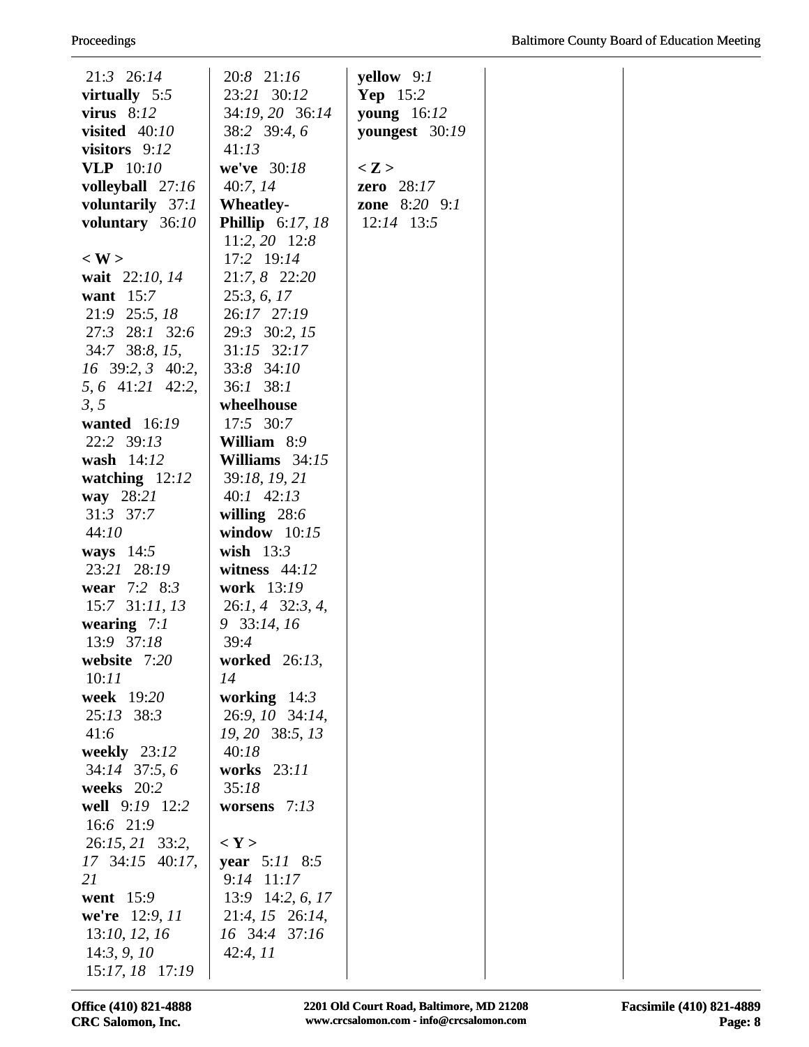21:3 26:14
**virtually** 5:5
**virus** 8:12
**visited** 40:10
**visitors** 9:12
**VLP** 10:10
**volleyball** 27:16
**voluntarily** 37:1
**voluntary** 36:10

**< W >**
**wait** 22:10, 14
**want** 15:7 21:9 25:5, 18 27:3 28:1 32:6 34:7 38:8, 15, 16 39:2, 3 40:2, 5, 6 41:21 42:2, 3, 5
**wanted** 16:19 22:2 39:13
**wash** 14:12
**watching** 12:12
**way** 28:21 31:3 37:7 44:10
**ways** 14:5 23:21 28:19
**wear** 7:2 8:3 15:7 31:11, 13
**wearing** 7:1 13:9 37:18
**website** 7:20 10:11
**week** 19:20 25:13 38:3 41:6
**weekly** 23:12 34:14 37:5, 6
**weeks** 20:2
**well** 9:19 12:2 16:6 21:9 26:15, 21 33:2, 17 34:15 40:17, 21
**went** 15:9
**we're** 12:9, 11 13:10, 12, 16 14:3, 9, 10 15:17, 18 17:19 20:8 21:16 23:21 30:12 34:19, 20 36:14 38:2 39:4, 6 41:13
**we've** 30:18 40:7, 14
**Wheatley-Phillip** 6:17, 18 11:2, 20 12:8 17:2 19:14 21:7, 8 22:20 25:3, 6, 17 26:17 27:19 29:3 30:2, 15 31:15 32:17 33:8 34:10 36:1 38:1
**wheelhouse** 17:5 30:7
**William** 8:9
**Williams** 34:15 39:18, 19, 21 40:1 42:13
**willing** 28:6
**window** 10:15
**wish** 13:3
**witness** 44:12
**work** 13:19 26:1, 4 32:3, 4, 9 33:14, 16 39:4
**worked** 26:13, 14
**working** 14:3 26:9, 10 34:14, 19, 20 38:5, 13 40:18
**works** 23:11 35:18
**worsens** 7:13

**< Y >**
**year** 5:11 8:5 9:14 11:17 13:9 14:2, 6, 17 21:4, 15 26:14, 16 34:4 37:16 42:4, 11
**yellow** 9:1
**Yep** 15:2
**young** 16:12
**youngest** 30:19

**< Z >**
**zero** 28:17
**zone** 8:20 9:1 12:14 13:5